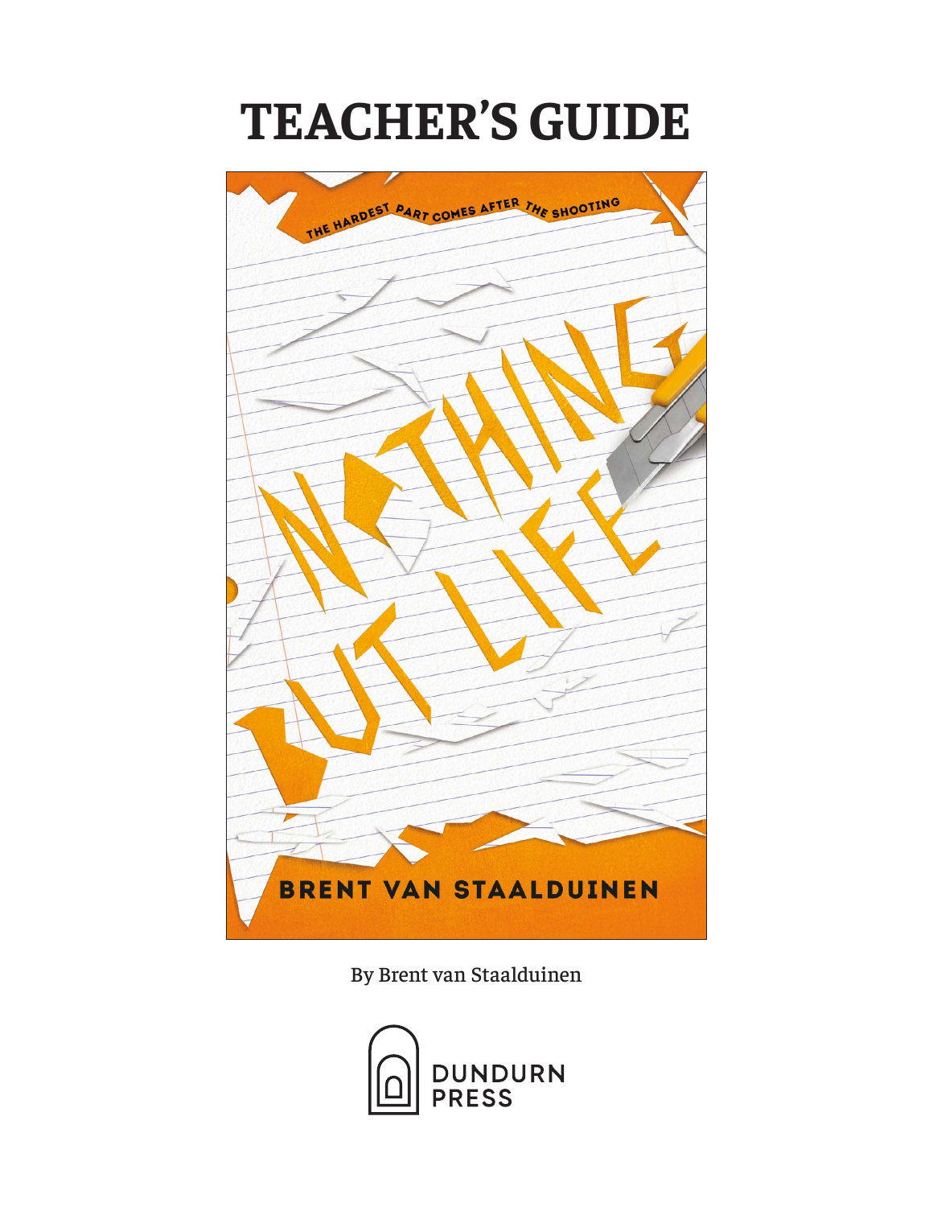# TEACHER'S GUIDE

THE HARDEST PART COMES AFTER THE SHOOTING

NOTHING BUT LIFE

BRENT VAN STAALDUINEN

By Brent van Staalduinen

DUNDURN PRESS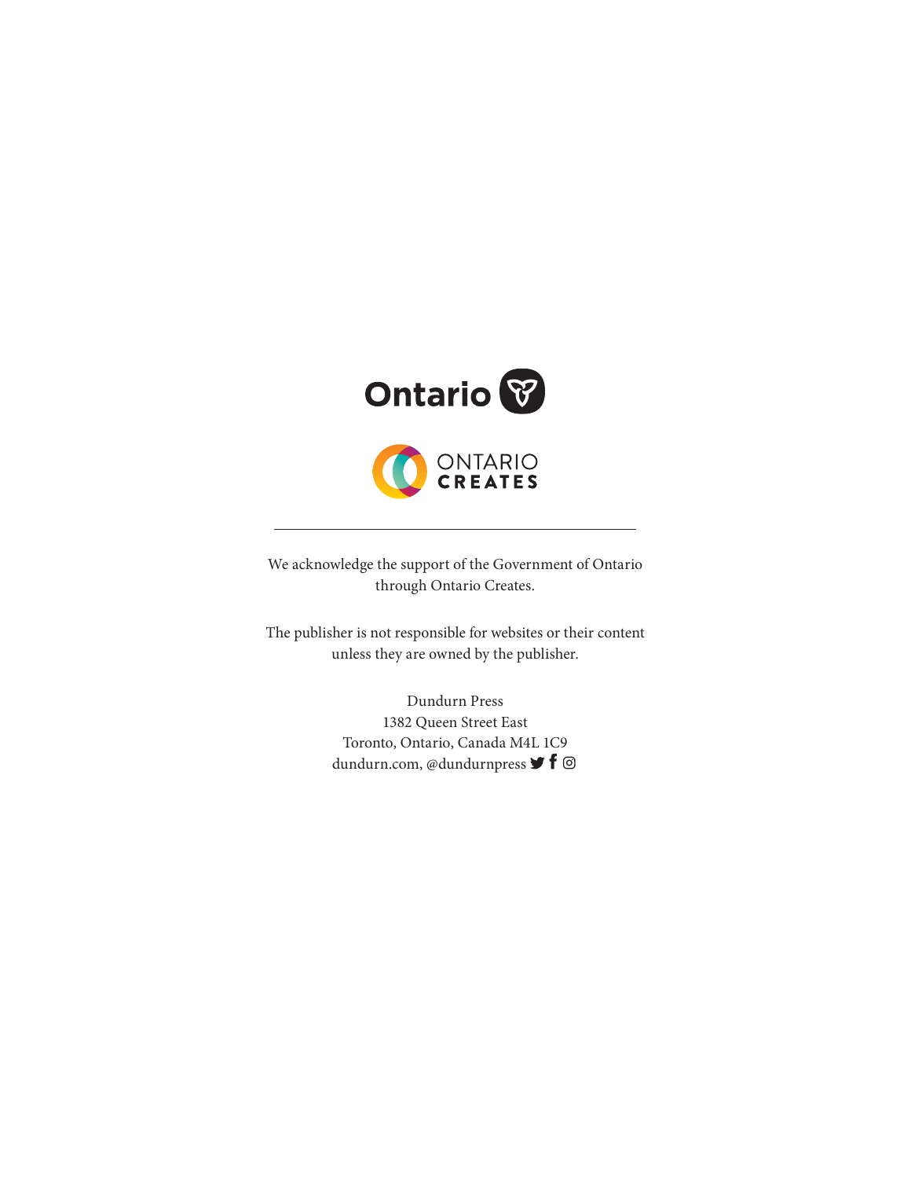We acknowledge the support of the Government of Ontario through Ontario Creates.

The publisher is not responsible for websites or their content unless they are owned by the publisher.

Dundurn Press
1382 Queen Street East
Toronto, Ontario, Canada M4L 1C9
dundurn.com, @dundurnpress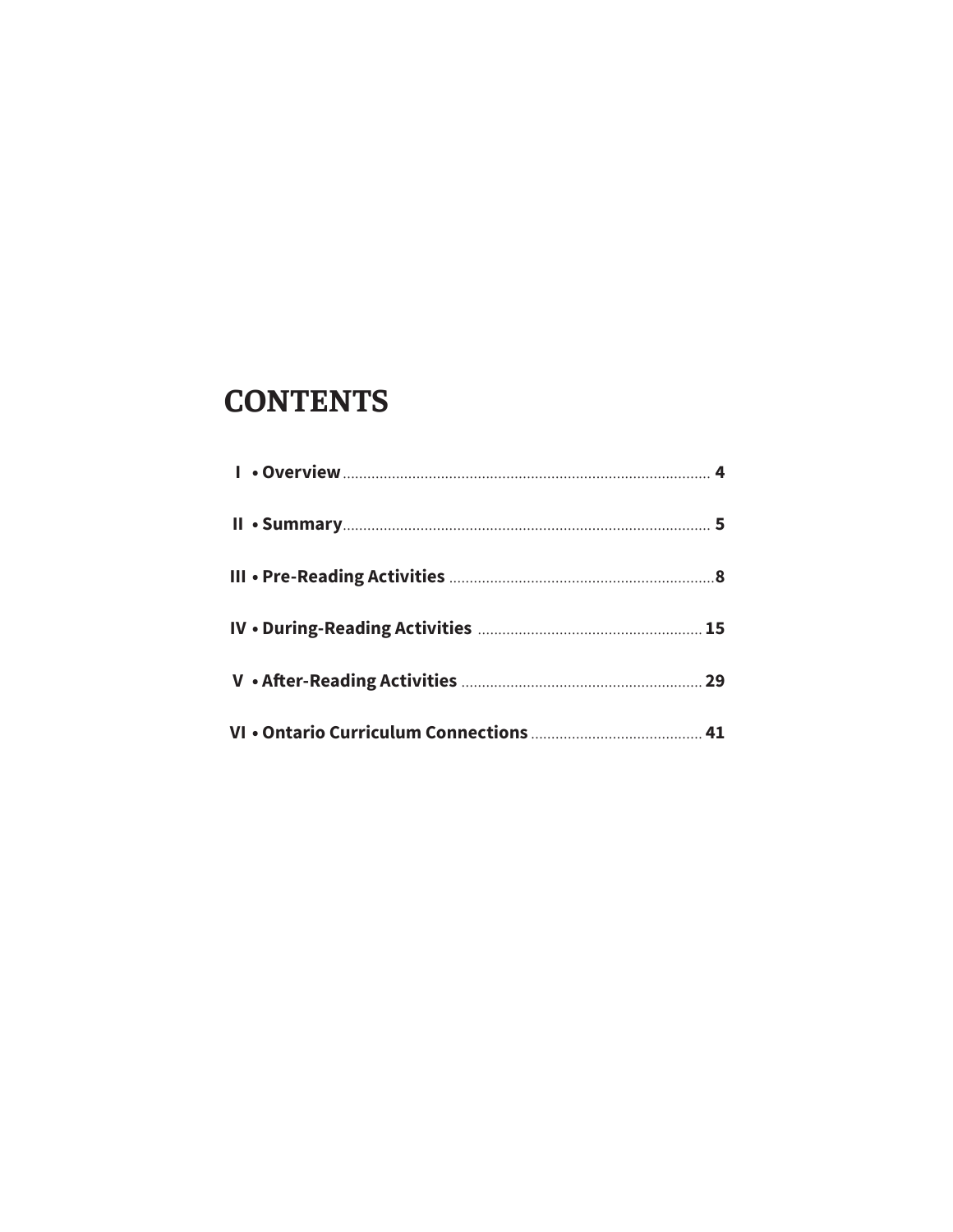# CONTENTS

| | |
|---|---|
| **I • Overview** | **4** |
| **II • Summary** | **5** |
| **III • Pre-Reading Activities** | **8** |
| **IV • During-Reading Activities** | **15** |
| **V • After-Reading Activities** | **29** |
| **VI • Ontario Curriculum Connections** | **41** |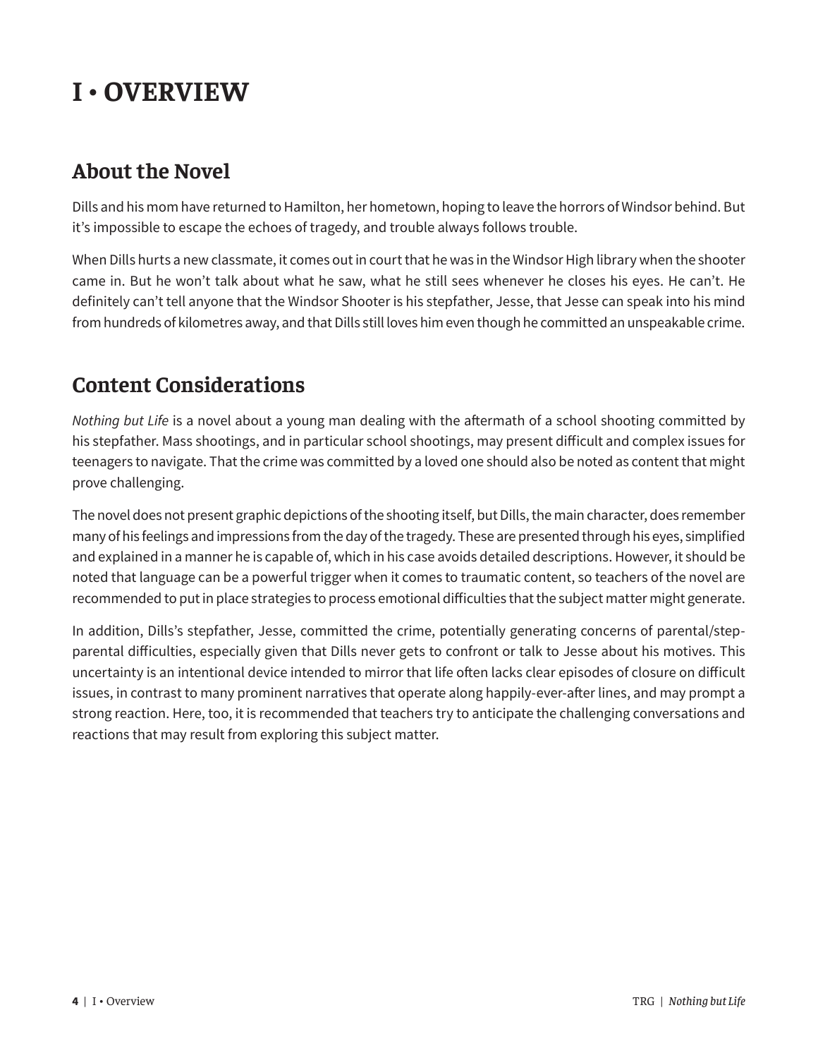# I • OVERVIEW

## About the Novel

Dills and his mom have returned to Hamilton, her hometown, hoping to leave the horrors of Windsor behind. But it's impossible to escape the echoes of tragedy, and trouble always follows trouble.

When Dills hurts a new classmate, it comes out in court that he was in the Windsor High library when the shooter came in. But he won't talk about what he saw, what he still sees whenever he closes his eyes. He can't. He definitely can't tell anyone that the Windsor Shooter is his stepfather, Jesse, that Jesse can speak into his mind from hundreds of kilometres away, and that Dills still loves him even though he committed an unspeakable crime.

## Content Considerations

*Nothing but Life* is a novel about a young man dealing with the aftermath of a school shooting committed by his stepfather. Mass shootings, and in particular school shootings, may present difficult and complex issues for teenagers to navigate. That the crime was committed by a loved one should also be noted as content that might prove challenging.

The novel does not present graphic depictions of the shooting itself, but Dills, the main character, does remember many of his feelings and impressions from the day of the tragedy. These are presented through his eyes, simplified and explained in a manner he is capable of, which in his case avoids detailed descriptions. However, it should be noted that language can be a powerful trigger when it comes to traumatic content, so teachers of the novel are recommended to put in place strategies to process emotional difficulties that the subject matter might generate.

In addition, Dills's stepfather, Jesse, committed the crime, potentially generating concerns of parental/step-parental difficulties, especially given that Dills never gets to confront or talk to Jesse about his motives. This uncertainty is an intentional device intended to mirror that life often lacks clear episodes of closure on difficult issues, in contrast to many prominent narratives that operate along happily-ever-after lines, and may prompt a strong reaction. Here, too, it is recommended that teachers try to anticipate the challenging conversations and reactions that may result from exploring this subject matter.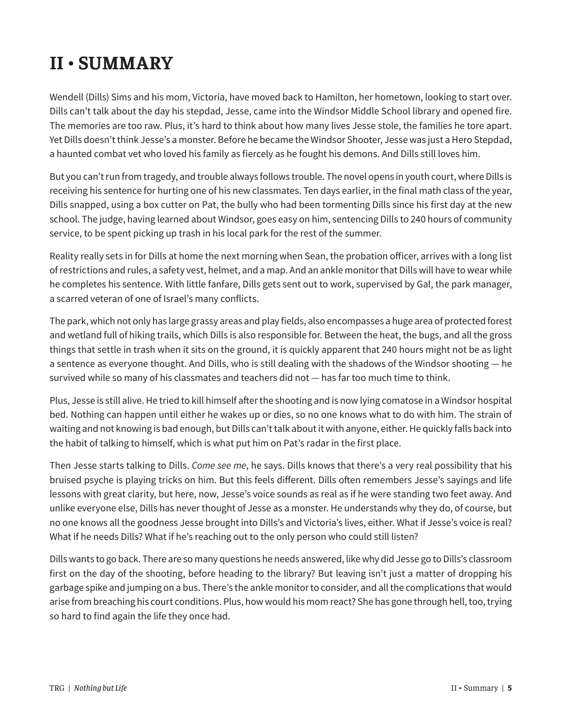# II • SUMMARY

Wendell (Dills) Sims and his mom, Victoria, have moved back to Hamilton, her hometown, looking to start over. Dills can't talk about the day his stepdad, Jesse, came into the Windsor Middle School library and opened fire. The memories are too raw. Plus, it's hard to think about how many lives Jesse stole, the families he tore apart. Yet Dills doesn't think Jesse's a monster. Before he became the Windsor Shooter, Jesse was just a Hero Stepdad, a haunted combat vet who loved his family as fiercely as he fought his demons. And Dills still loves him.

But you can't run from tragedy, and trouble always follows trouble. The novel opens in youth court, where Dills is receiving his sentence for hurting one of his new classmates. Ten days earlier, in the final math class of the year, Dills snapped, using a box cutter on Pat, the bully who had been tormenting Dills since his first day at the new school. The judge, having learned about Windsor, goes easy on him, sentencing Dills to 240 hours of community service, to be spent picking up trash in his local park for the rest of the summer.

Reality really sets in for Dills at home the next morning when Sean, the probation officer, arrives with a long list of restrictions and rules, a safety vest, helmet, and a map. And an ankle monitor that Dills will have to wear while he completes his sentence. With little fanfare, Dills gets sent out to work, supervised by Gal, the park manager, a scarred veteran of one of Israel's many conflicts.

The park, which not only has large grassy areas and play fields, also encompasses a huge area of protected forest and wetland full of hiking trails, which Dills is also responsible for. Between the heat, the bugs, and all the gross things that settle in trash when it sits on the ground, it is quickly apparent that 240 hours might not be as light a sentence as everyone thought. And Dills, who is still dealing with the shadows of the Windsor shooting — he survived while so many of his classmates and teachers did not — has far too much time to think.

Plus, Jesse is still alive. He tried to kill himself after the shooting and is now lying comatose in a Windsor hospital bed. Nothing can happen until either he wakes up or dies, so no one knows what to do with him. The strain of waiting and not knowing is bad enough, but Dills can't talk about it with anyone, either. He quickly falls back into the habit of talking to himself, which is what put him on Pat's radar in the first place.

Then Jesse starts talking to Dills. *Come see me*, he says. Dills knows that there's a very real possibility that his bruised psyche is playing tricks on him. But this feels different. Dills often remembers Jesse's sayings and life lessons with great clarity, but here, now, Jesse's voice sounds as real as if he were standing two feet away. And unlike everyone else, Dills has never thought of Jesse as a monster. He understands why they do, of course, but no one knows all the goodness Jesse brought into Dills's and Victoria's lives, either. What if Jesse's voice is real? What if he needs Dills? What if he's reaching out to the only person who could still listen?

Dills wants to go back. There are so many questions he needs answered, like why did Jesse go to Dills's classroom first on the day of the shooting, before heading to the library? But leaving isn't just a matter of dropping his garbage spike and jumping on a bus. There's the ankle monitor to consider, and all the complications that would arise from breaching his court conditions. Plus, how would his mom react? She has gone through hell, too, trying so hard to find again the life they once had.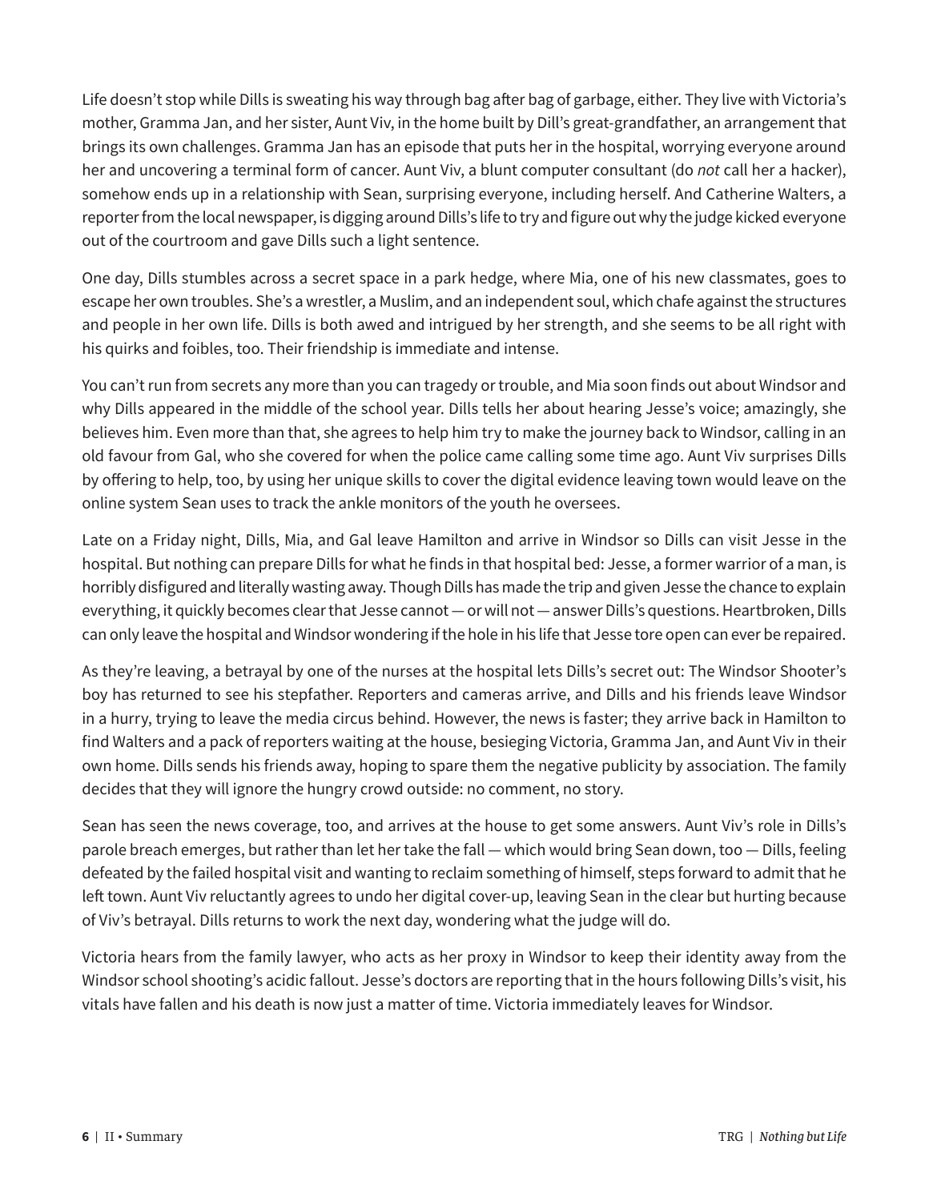Life doesn't stop while Dills is sweating his way through bag after bag of garbage, either. They live with Victoria's mother, Gramma Jan, and her sister, Aunt Viv, in the home built by Dill's great-grandfather, an arrangement that brings its own challenges. Gramma Jan has an episode that puts her in the hospital, worrying everyone around her and uncovering a terminal form of cancer. Aunt Viv, a blunt computer consultant (do *not* call her a hacker), somehow ends up in a relationship with Sean, surprising everyone, including herself. And Catherine Walters, a reporter from the local newspaper, is digging around Dills's life to try and figure out why the judge kicked everyone out of the courtroom and gave Dills such a light sentence.

One day, Dills stumbles across a secret space in a park hedge, where Mia, one of his new classmates, goes to escape her own troubles. She's a wrestler, a Muslim, and an independent soul, which chafe against the structures and people in her own life. Dills is both awed and intrigued by her strength, and she seems to be all right with his quirks and foibles, too. Their friendship is immediate and intense.

You can't run from secrets any more than you can tragedy or trouble, and Mia soon finds out about Windsor and why Dills appeared in the middle of the school year. Dills tells her about hearing Jesse's voice; amazingly, she believes him. Even more than that, she agrees to help him try to make the journey back to Windsor, calling in an old favour from Gal, who she covered for when the police came calling some time ago. Aunt Viv surprises Dills by offering to help, too, by using her unique skills to cover the digital evidence leaving town would leave on the online system Sean uses to track the ankle monitors of the youth he oversees.

Late on a Friday night, Dills, Mia, and Gal leave Hamilton and arrive in Windsor so Dills can visit Jesse in the hospital. But nothing can prepare Dills for what he finds in that hospital bed: Jesse, a former warrior of a man, is horribly disfigured and literally wasting away. Though Dills has made the trip and given Jesse the chance to explain everything, it quickly becomes clear that Jesse cannot — or will not — answer Dills's questions. Heartbroken, Dills can only leave the hospital and Windsor wondering if the hole in his life that Jesse tore open can ever be repaired.

As they're leaving, a betrayal by one of the nurses at the hospital lets Dills's secret out: The Windsor Shooter's boy has returned to see his stepfather. Reporters and cameras arrive, and Dills and his friends leave Windsor in a hurry, trying to leave the media circus behind. However, the news is faster; they arrive back in Hamilton to find Walters and a pack of reporters waiting at the house, besieging Victoria, Gramma Jan, and Aunt Viv in their own home. Dills sends his friends away, hoping to spare them the negative publicity by association. The family decides that they will ignore the hungry crowd outside: no comment, no story.

Sean has seen the news coverage, too, and arrives at the house to get some answers. Aunt Viv's role in Dills's parole breach emerges, but rather than let her take the fall — which would bring Sean down, too — Dills, feeling defeated by the failed hospital visit and wanting to reclaim something of himself, steps forward to admit that he left town. Aunt Viv reluctantly agrees to undo her digital cover-up, leaving Sean in the clear but hurting because of Viv's betrayal. Dills returns to work the next day, wondering what the judge will do.

Victoria hears from the family lawyer, who acts as her proxy in Windsor to keep their identity away from the Windsor school shooting's acidic fallout. Jesse's doctors are reporting that in the hours following Dills's visit, his vitals have fallen and his death is now just a matter of time. Victoria immediately leaves for Windsor.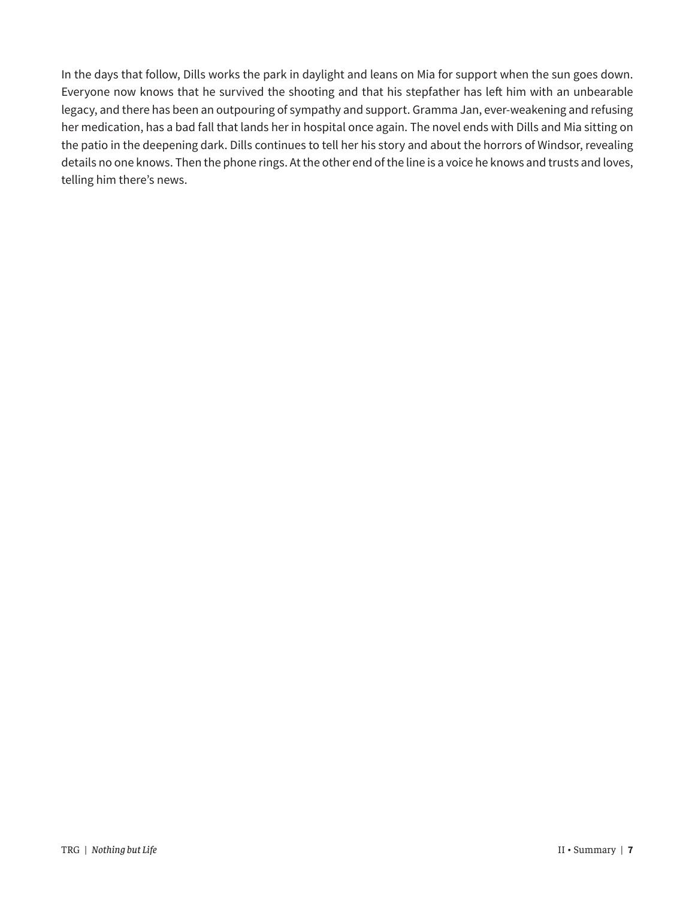In the days that follow, Dills works the park in daylight and leans on Mia for support when the sun goes down. Everyone now knows that he survived the shooting and that his stepfather has left him with an unbearable legacy, and there has been an outpouring of sympathy and support. Gramma Jan, ever-weakening and refusing her medication, has a bad fall that lands her in hospital once again. The novel ends with Dills and Mia sitting on the patio in the deepening dark. Dills continues to tell her his story and about the horrors of Windsor, revealing details no one knows. Then the phone rings. At the other end of the line is a voice he knows and trusts and loves, telling him there's news.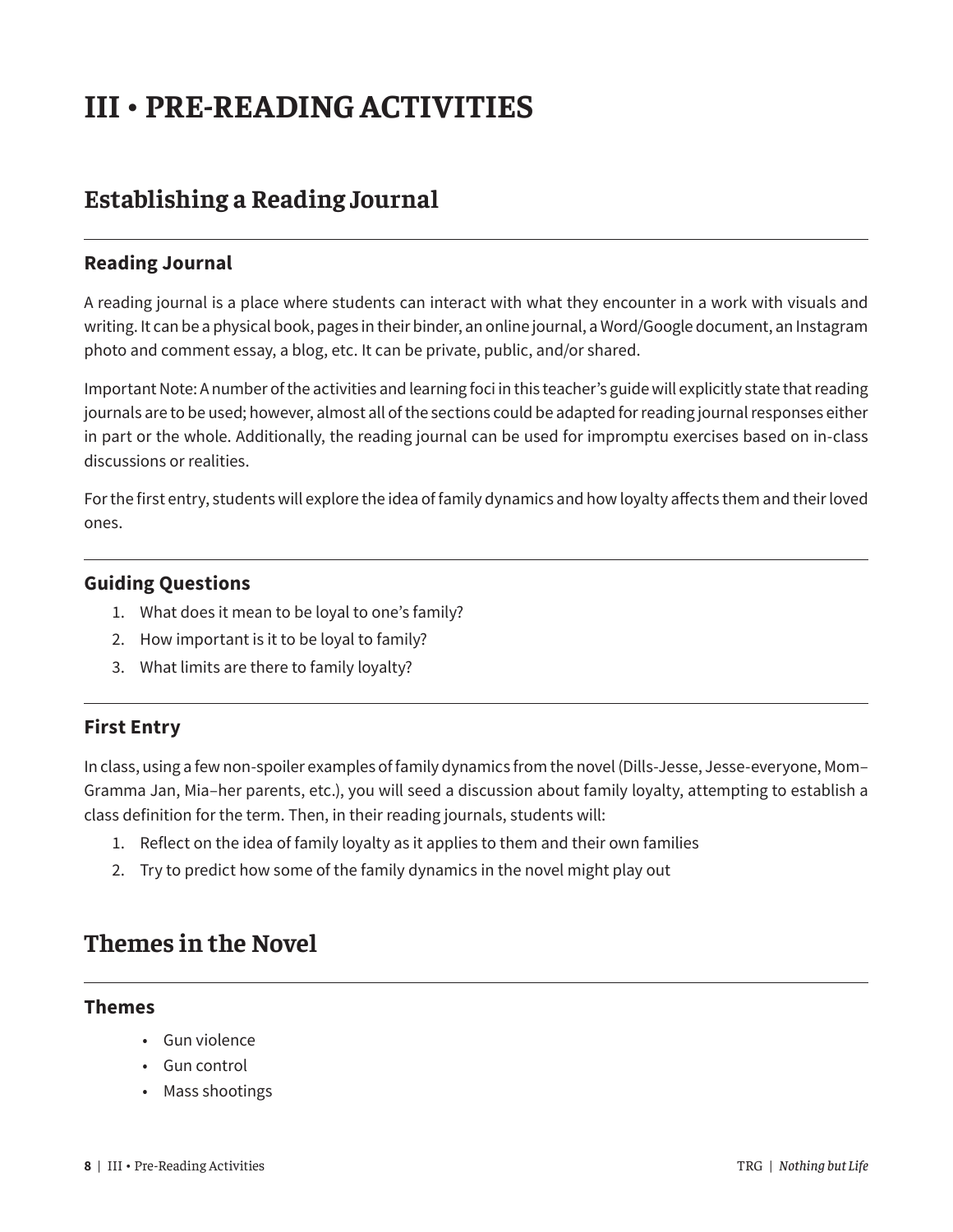# III • PRE-READING ACTIVITIES

## Establishing a Reading Journal

### Reading Journal

A reading journal is a place where students can interact with what they encounter in a work with visuals and writing. It can be a physical book, pages in their binder, an online journal, a Word/Google document, an Instagram photo and comment essay, a blog, etc. It can be private, public, and/or shared.

Important Note: A number of the activities and learning foci in this teacher's guide will explicitly state that reading journals are to be used; however, almost all of the sections could be adapted for reading journal responses either in part or the whole. Additionally, the reading journal can be used for impromptu exercises based on in-class discussions or realities.

For the first entry, students will explore the idea of family dynamics and how loyalty affects them and their loved ones.

### Guiding Questions

1. What does it mean to be loyal to one's family?
2. How important is it to be loyal to family?
3. What limits are there to family loyalty?

### First Entry

In class, using a few non-spoiler examples of family dynamics from the novel (Dills-Jesse, Jesse-everyone, Mom–Gramma Jan, Mia–her parents, etc.), you will seed a discussion about family loyalty, attempting to establish a class definition for the term. Then, in their reading journals, students will:

1. Reflect on the idea of family loyalty as it applies to them and their own families
2. Try to predict how some of the family dynamics in the novel might play out

## Themes in the Novel

### Themes

- Gun violence
- Gun control
- Mass shootings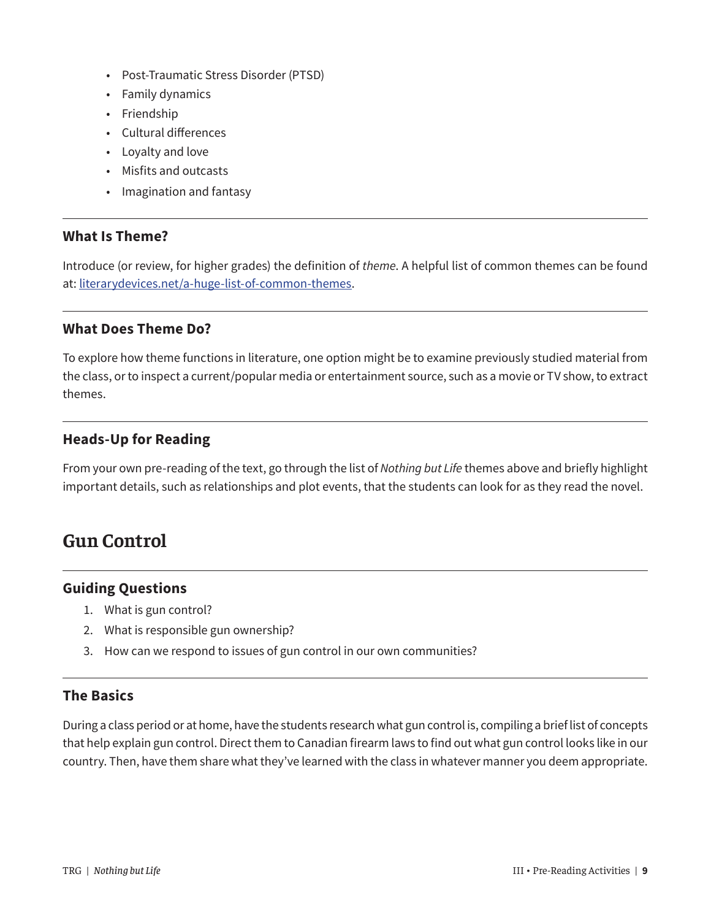- Post-Traumatic Stress Disorder (PTSD)
- Family dynamics
- Friendship
- Cultural differences
- Loyalty and love
- Misfits and outcasts
- Imagination and fantasy

---

### What Is Theme?

Introduce (or review, for higher grades) the definition of *theme*. A helpful list of common themes can be found at: [literarydevices.net/a-huge-list-of-common-themes](literarydevices.net/a-huge-list-of-common-themes).

---

### What Does Theme Do?

To explore how theme functions in literature, one option might be to examine previously studied material from the class, or to inspect a current/popular media or entertainment source, such as a movie or TV show, to extract themes.

---

### Heads-Up for Reading

From your own pre-reading of the text, go through the list of *Nothing but Life* themes above and briefly highlight important details, such as relationships and plot events, that the students can look for as they read the novel.

## Gun Control

---

### Guiding Questions

1. What is gun control?
2. What is responsible gun ownership?
3. How can we respond to issues of gun control in our own communities?

---

### The Basics

During a class period or at home, have the students research what gun control is, compiling a brief list of concepts that help explain gun control. Direct them to Canadian firearm laws to find out what gun control looks like in our country. Then, have them share what they've learned with the class in whatever manner you deem appropriate.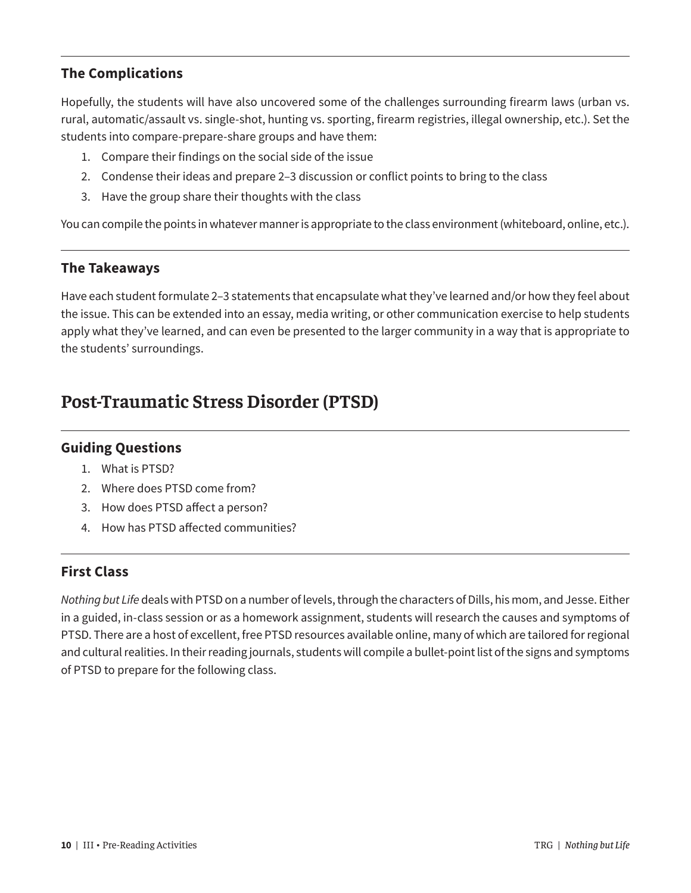### The Complications

Hopefully, the students will have also uncovered some of the challenges surrounding firearm laws (urban vs. rural, automatic/assault vs. single-shot, hunting vs. sporting, firearm registries, illegal ownership, etc.). Set the students into compare-prepare-share groups and have them:

1. Compare their findings on the social side of the issue
2. Condense their ideas and prepare 2–3 discussion or conflict points to bring to the class
3. Have the group share their thoughts with the class

You can compile the points in whatever manner is appropriate to the class environment (whiteboard, online, etc.).

### The Takeaways

Have each student formulate 2–3 statements that encapsulate what they've learned and/or how they feel about the issue. This can be extended into an essay, media writing, or other communication exercise to help students apply what they've learned, and can even be presented to the larger community in a way that is appropriate to the students' surroundings.

## Post-Traumatic Stress Disorder (PTSD)

### Guiding Questions

1. What is PTSD?
2. Where does PTSD come from?
3. How does PTSD affect a person?
4. How has PTSD affected communities?

### First Class

*Nothing but Life* deals with PTSD on a number of levels, through the characters of Dills, his mom, and Jesse. Either in a guided, in-class session or as a homework assignment, students will research the causes and symptoms of PTSD. There are a host of excellent, free PTSD resources available online, many of which are tailored for regional and cultural realities. In their reading journals, students will compile a bullet-point list of the signs and symptoms of PTSD to prepare for the following class.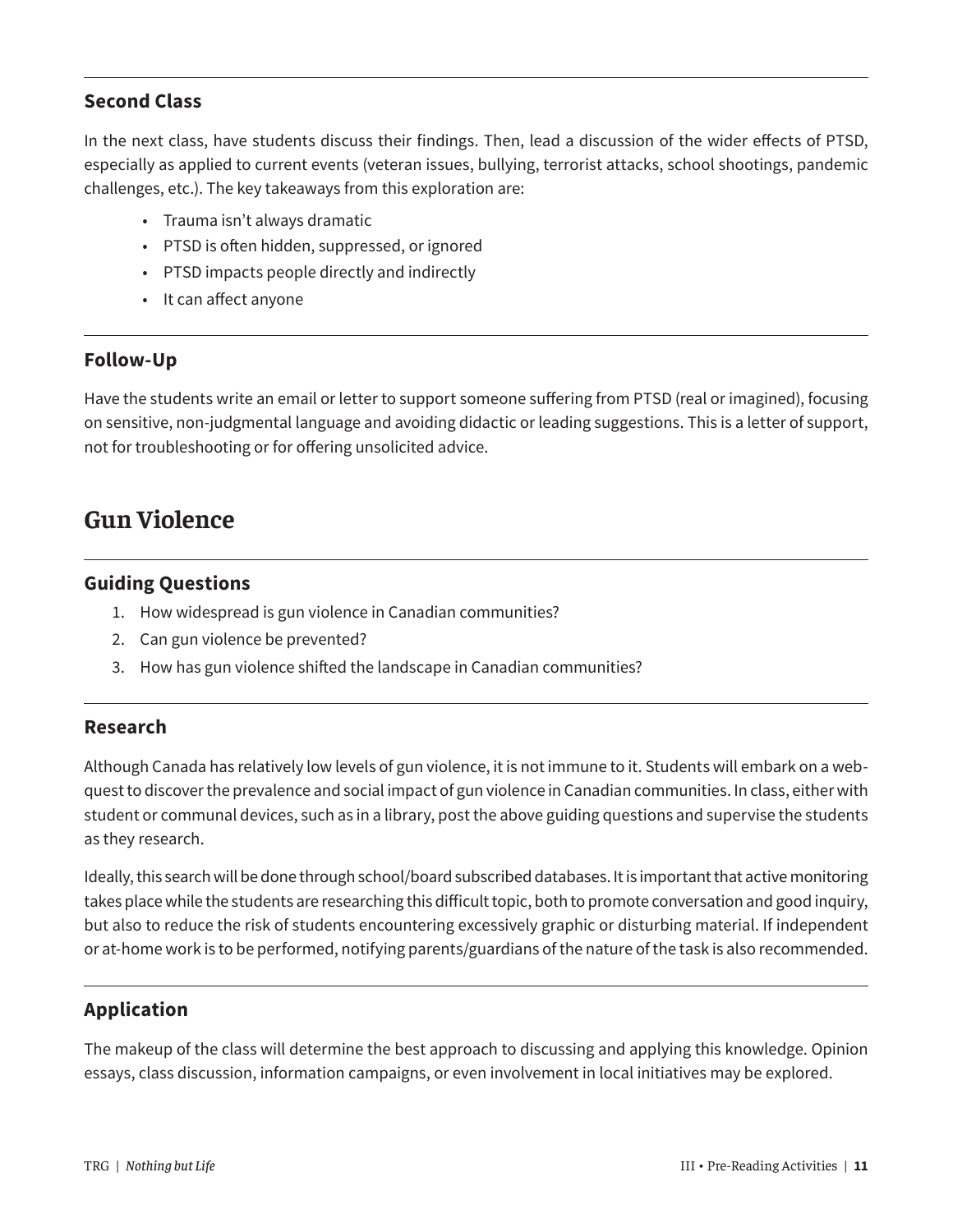### Second Class

In the next class, have students discuss their findings. Then, lead a discussion of the wider effects of PTSD, especially as applied to current events (veteran issues, bullying, terrorist attacks, school shootings, pandemic challenges, etc.). The key takeaways from this exploration are:

- Trauma isn't always dramatic
- PTSD is often hidden, suppressed, or ignored
- PTSD impacts people directly and indirectly
- It can affect anyone

### Follow-Up

Have the students write an email or letter to support someone suffering from PTSD (real or imagined), focusing on sensitive, non-judgmental language and avoiding didactic or leading suggestions. This is a letter of support, not for troubleshooting or for offering unsolicited advice.

## Gun Violence

### Guiding Questions

1. How widespread is gun violence in Canadian communities?
2. Can gun violence be prevented?
3. How has gun violence shifted the landscape in Canadian communities?

### Research

Although Canada has relatively low levels of gun violence, it is not immune to it. Students will embark on a web-quest to discover the prevalence and social impact of gun violence in Canadian communities. In class, either with student or communal devices, such as in a library, post the above guiding questions and supervise the students as they research.

Ideally, this search will be done through school/board subscribed databases. It is important that active monitoring takes place while the students are researching this difficult topic, both to promote conversation and good inquiry, but also to reduce the risk of students encountering excessively graphic or disturbing material. If independent or at-home work is to be performed, notifying parents/guardians of the nature of the task is also recommended.

### Application

The makeup of the class will determine the best approach to discussing and applying this knowledge. Opinion essays, class discussion, information campaigns, or even involvement in local initiatives may be explored.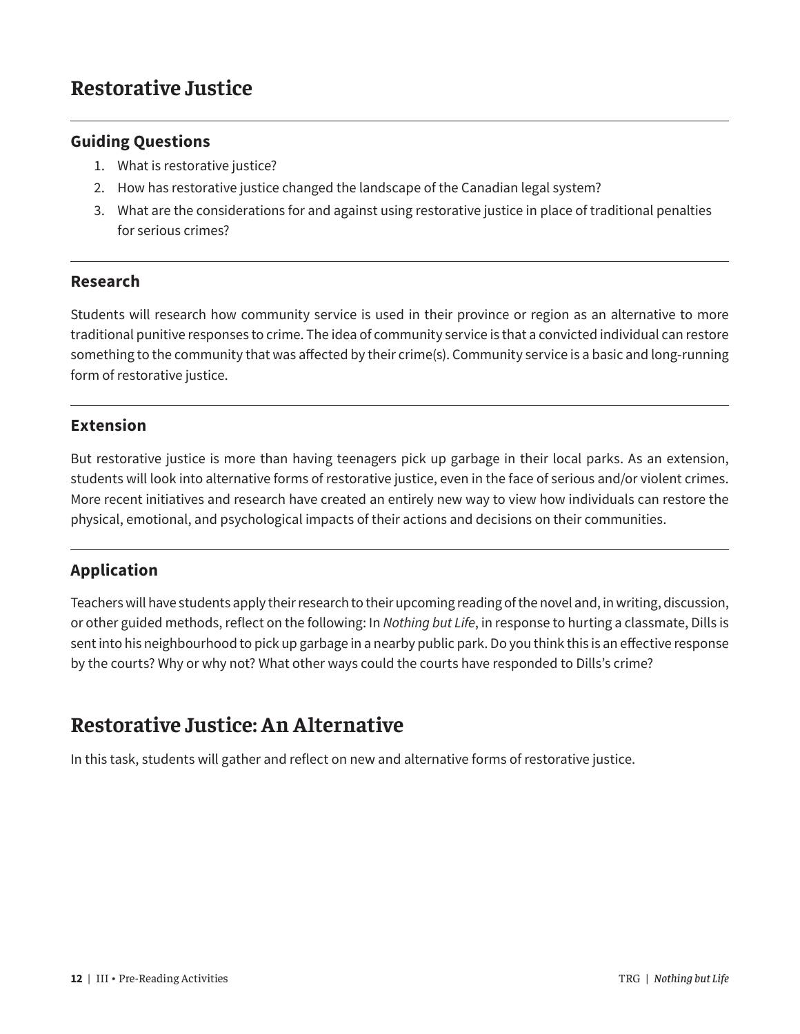# Restorative Justice

### Guiding Questions

1. What is restorative justice?
2. How has restorative justice changed the landscape of the Canadian legal system?
3. What are the considerations for and against using restorative justice in place of traditional penalties for serious crimes?

### Research

Students will research how community service is used in their province or region as an alternative to more traditional punitive responses to crime. The idea of community service is that a convicted individual can restore something to the community that was affected by their crime(s). Community service is a basic and long-running form of restorative justice.

### Extension

But restorative justice is more than having teenagers pick up garbage in their local parks. As an extension, students will look into alternative forms of restorative justice, even in the face of serious and/or violent crimes. More recent initiatives and research have created an entirely new way to view how individuals can restore the physical, emotional, and psychological impacts of their actions and decisions on their communities.

### Application

Teachers will have students apply their research to their upcoming reading of the novel and, in writing, discussion, or other guided methods, reflect on the following: In *Nothing but Life*, in response to hurting a classmate, Dills is sent into his neighbourhood to pick up garbage in a nearby public park. Do you think this is an effective response by the courts? Why or why not? What other ways could the courts have responded to Dills's crime?

# Restorative Justice: An Alternative

In this task, students will gather and reflect on new and alternative forms of restorative justice.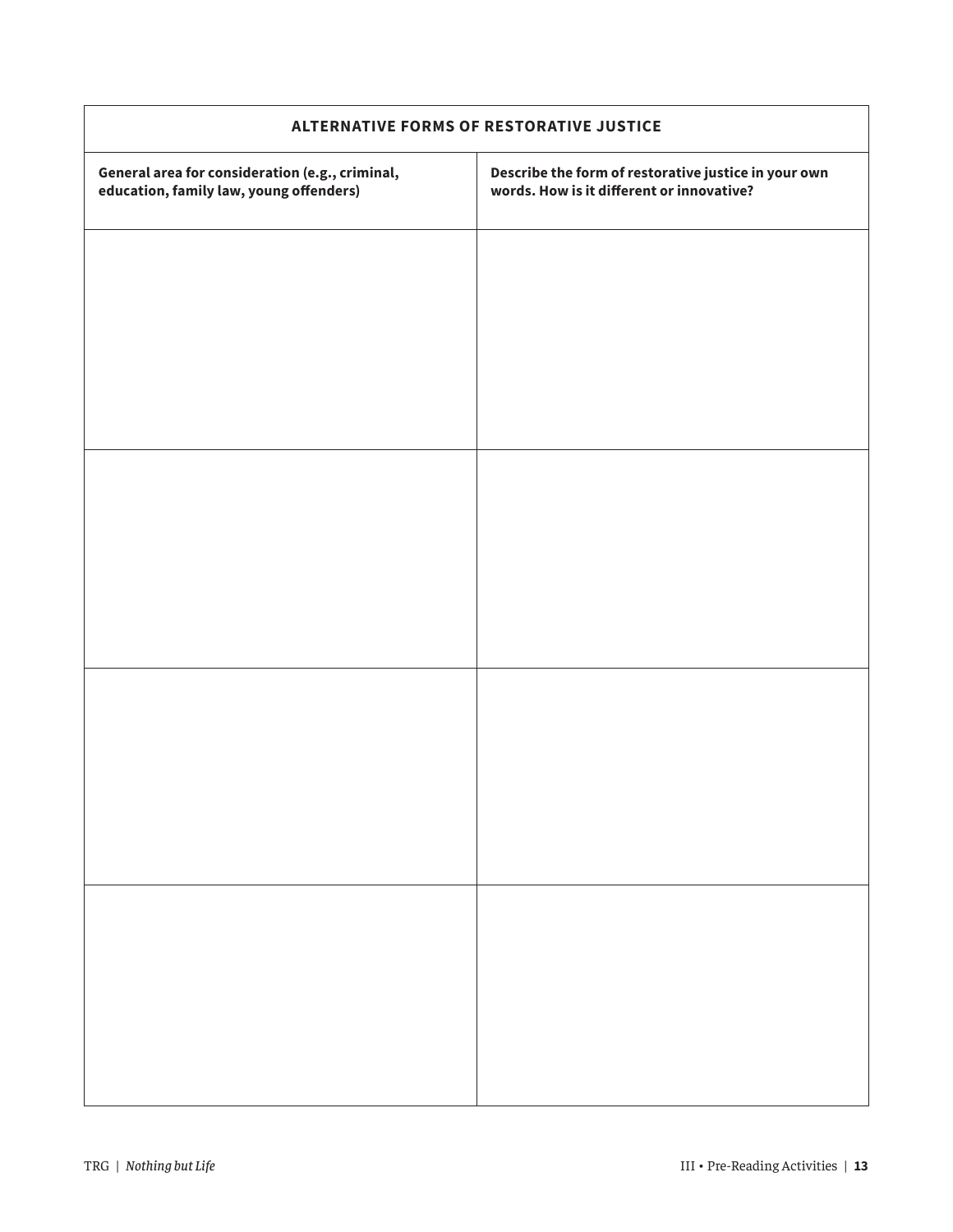| ALTERNATIVE FORMS OF RESTORATIVE JUSTICE | |
|---|---|
| **General area for consideration (e.g., criminal, education, family law, young offenders)** | **Describe the form of restorative justice in your own words. How is it different or innovative?** |
| | |
| | |
| | |
| | |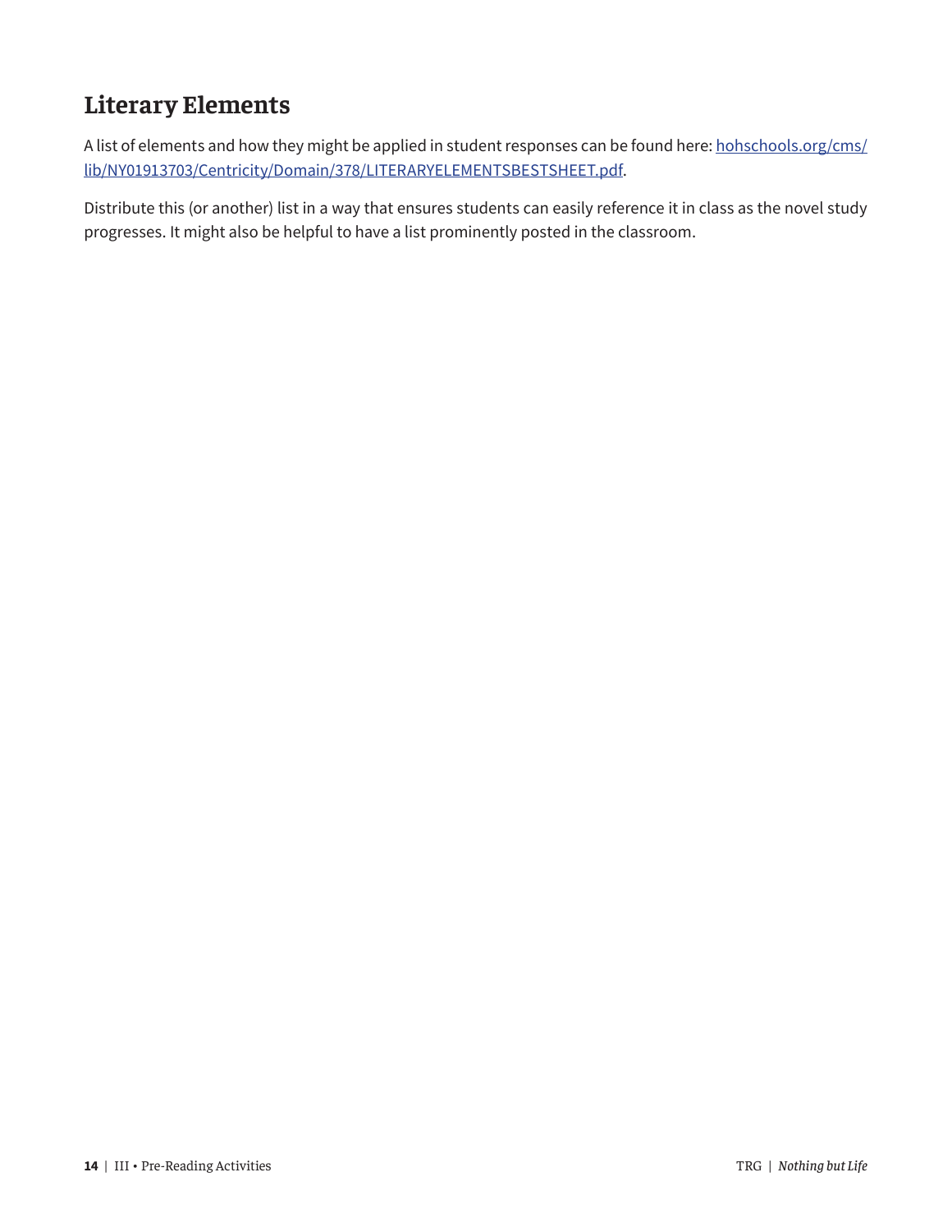## Literary Elements

A list of elements and how they might be applied in student responses can be found here: [hohschools.org/cms/lib/NY01913703/Centricity/Domain/378/LITERARYELEMENTSBESTSHEET.pdf](hohschools.org/cms/lib/NY01913703/Centricity/Domain/378/LITERARYELEMENTSBESTSHEET.pdf).

Distribute this (or another) list in a way that ensures students can easily reference it in class as the novel study progresses. It might also be helpful to have a list prominently posted in the classroom.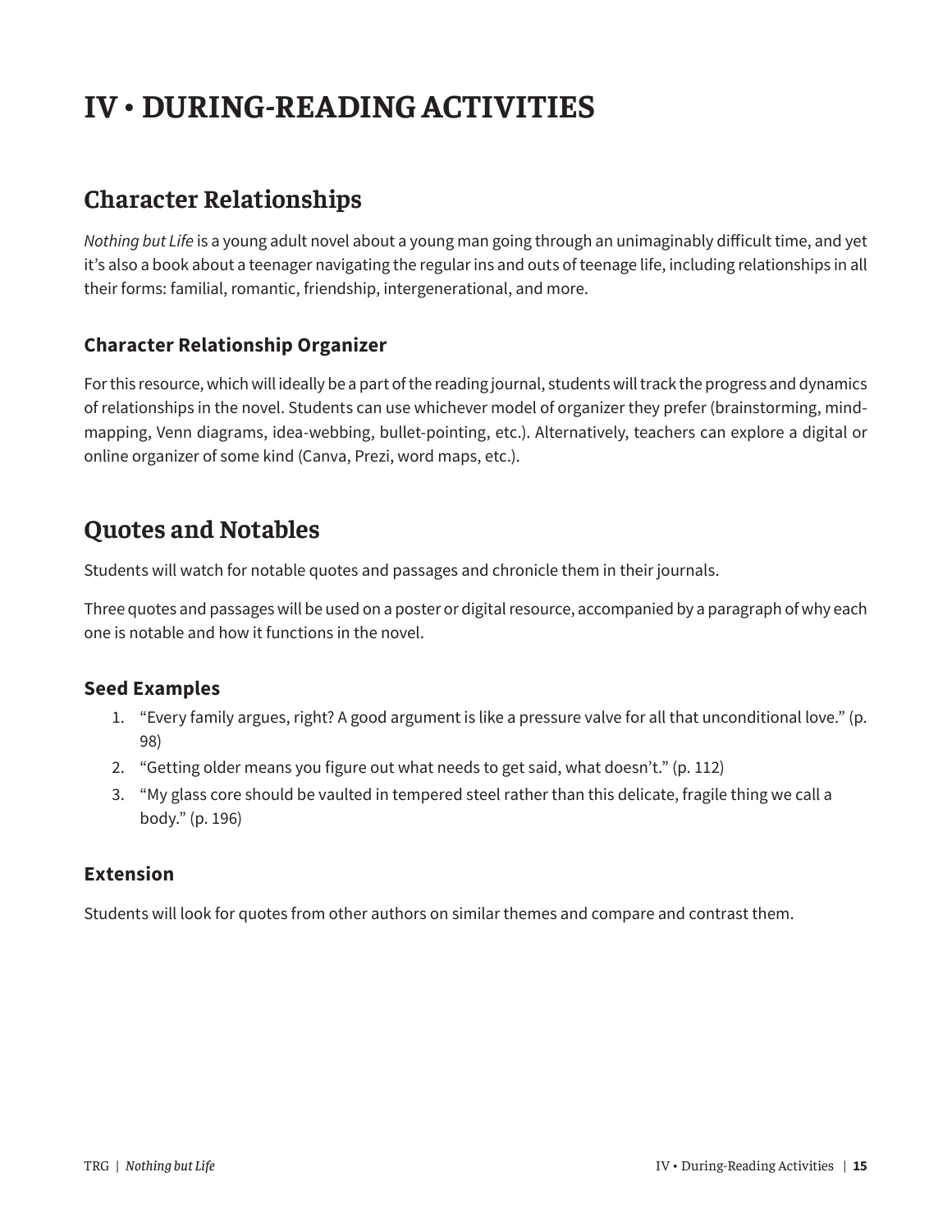# IV • DURING-READING ACTIVITIES

## Character Relationships

*Nothing but Life* is a young adult novel about a young man going through an unimaginably difficult time, and yet it's also a book about a teenager navigating the regular ins and outs of teenage life, including relationships in all their forms: familial, romantic, friendship, intergenerational, and more.

### Character Relationship Organizer

For this resource, which will ideally be a part of the reading journal, students will track the progress and dynamics of relationships in the novel. Students can use whichever model of organizer they prefer (brainstorming, mind-mapping, Venn diagrams, idea-webbing, bullet-pointing, etc.). Alternatively, teachers can explore a digital or online organizer of some kind (Canva, Prezi, word maps, etc.).

## Quotes and Notables

Students will watch for notable quotes and passages and chronicle them in their journals.

Three quotes and passages will be used on a poster or digital resource, accompanied by a paragraph of why each one is notable and how it functions in the novel.

### Seed Examples

1. "Every family argues, right? A good argument is like a pressure valve for all that unconditional love." (p. 98)
2. "Getting older means you figure out what needs to get said, what doesn't." (p. 112)
3. "My glass core should be vaulted in tempered steel rather than this delicate, fragile thing we call a body." (p. 196)

### Extension

Students will look for quotes from other authors on similar themes and compare and contrast them.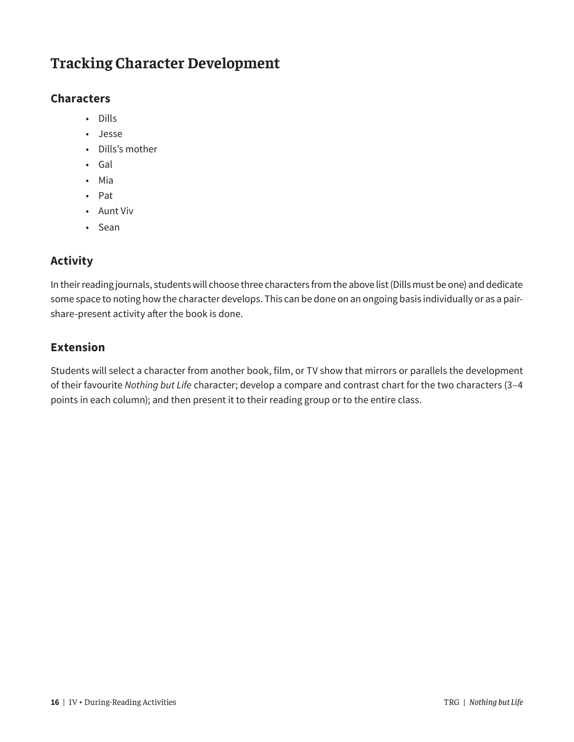# Tracking Character Development

## Characters

- Dills
- Jesse
- Dills's mother
- Gal
- Mia
- Pat
- Aunt Viv
- Sean

## Activity

In their reading journals, students will choose three characters from the above list (Dills must be one) and dedicate some space to noting how the character develops. This can be done on an ongoing basis individually or as a pair-share-present activity after the book is done.

## Extension

Students will select a character from another book, film, or TV show that mirrors or parallels the development of their favourite *Nothing but Life* character; develop a compare and contrast chart for the two characters (3–4 points in each column); and then present it to their reading group or to the entire class.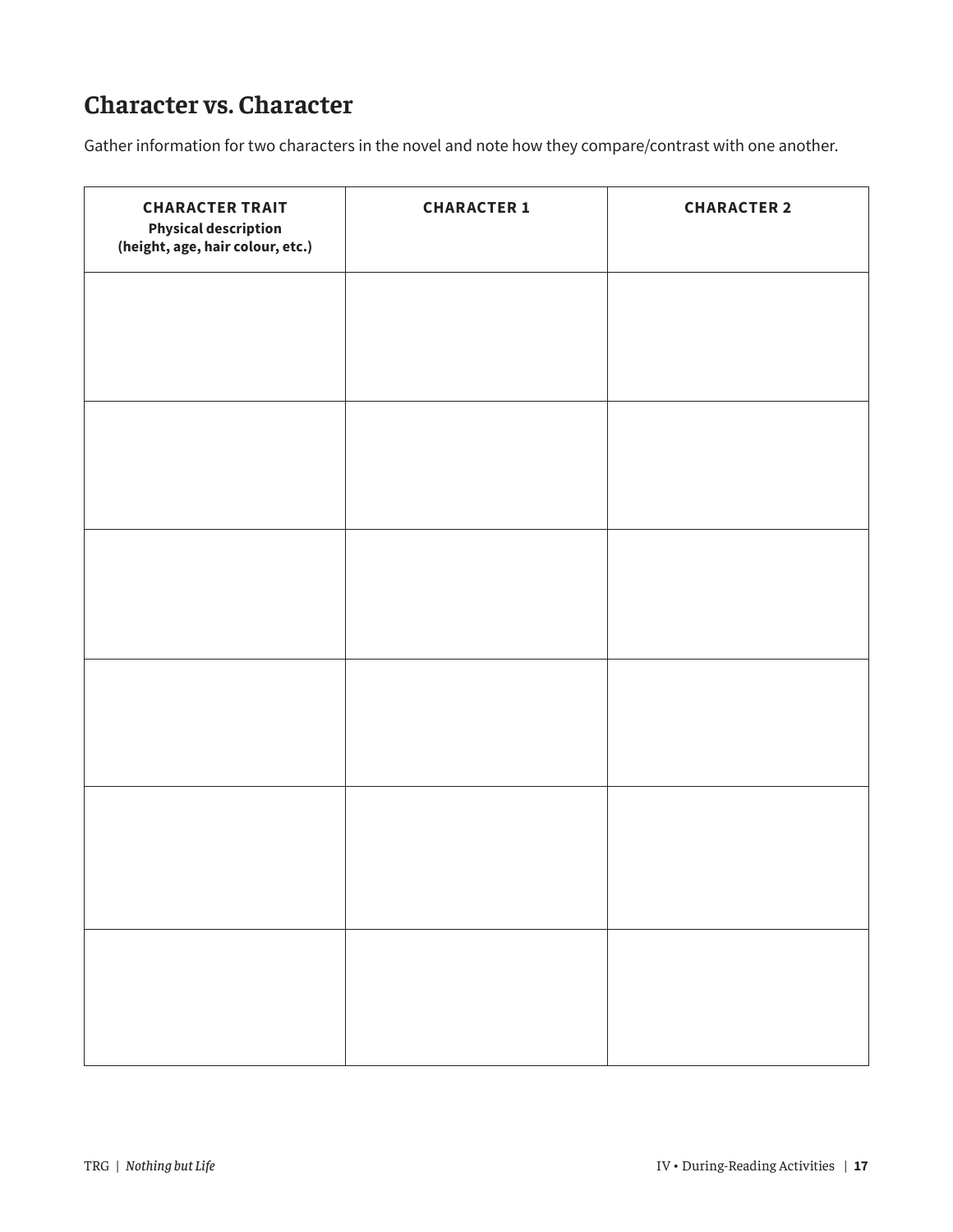## Character vs. Character

Gather information for two characters in the novel and note how they compare/contrast with one another.

| **CHARACTER TRAIT**<br>**Physical description**<br>**(height, age, hair colour, etc.)** | **CHARACTER 1** | **CHARACTER 2** |
|---|---|---|
| | | |
| | | |
| | | |
| | | |
| | | |
| | | |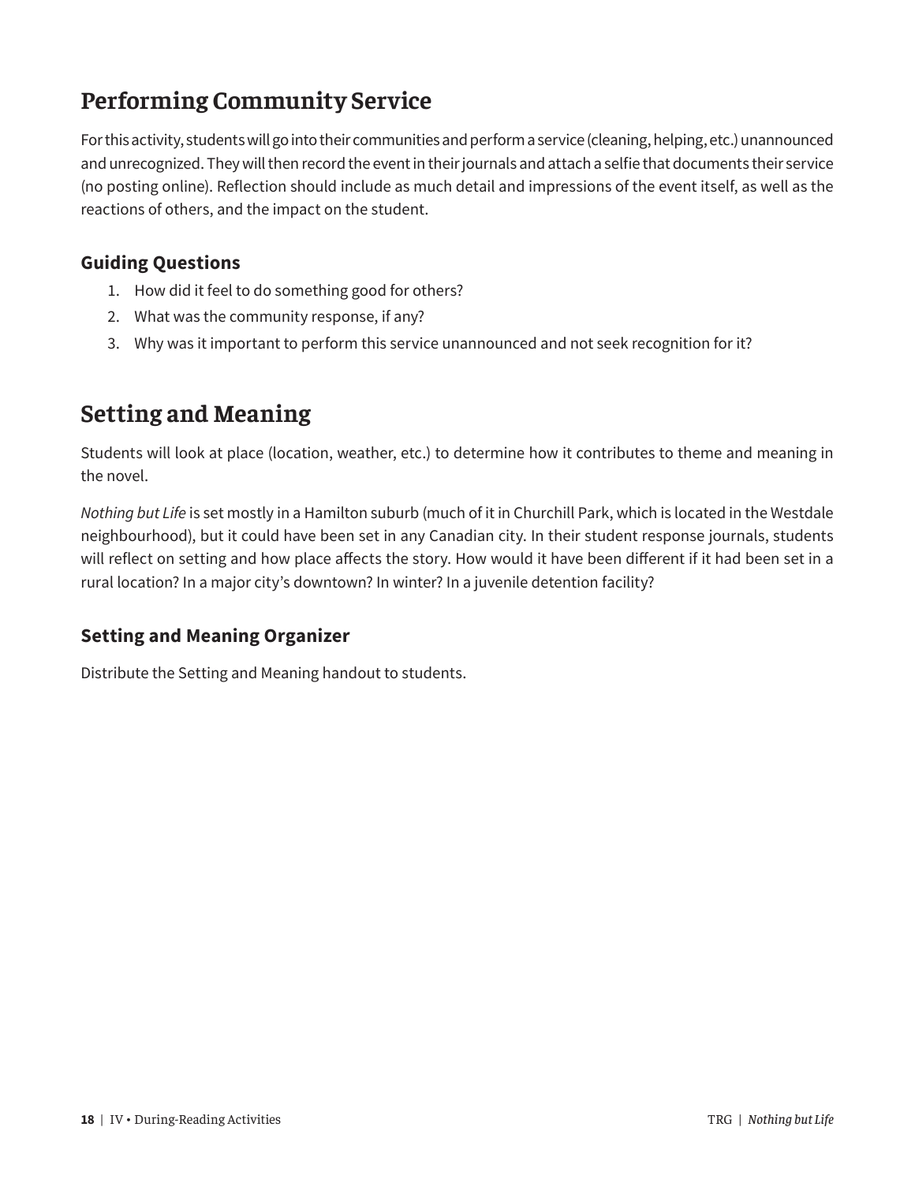## Performing Community Service

For this activity, students will go into their communities and perform a service (cleaning, helping, etc.) unannounced and unrecognized. They will then record the event in their journals and attach a selfie that documents their service (no posting online). Reflection should include as much detail and impressions of the event itself, as well as the reactions of others, and the impact on the student.

### Guiding Questions

1. How did it feel to do something good for others?
2. What was the community response, if any?
3. Why was it important to perform this service unannounced and not seek recognition for it?

## Setting and Meaning

Students will look at place (location, weather, etc.) to determine how it contributes to theme and meaning in the novel.

*Nothing but Life* is set mostly in a Hamilton suburb (much of it in Churchill Park, which is located in the Westdale neighbourhood), but it could have been set in any Canadian city. In their student response journals, students will reflect on setting and how place affects the story. How would it have been different if it had been set in a rural location? In a major city's downtown? In winter? In a juvenile detention facility?

### Setting and Meaning Organizer

Distribute the Setting and Meaning handout to students.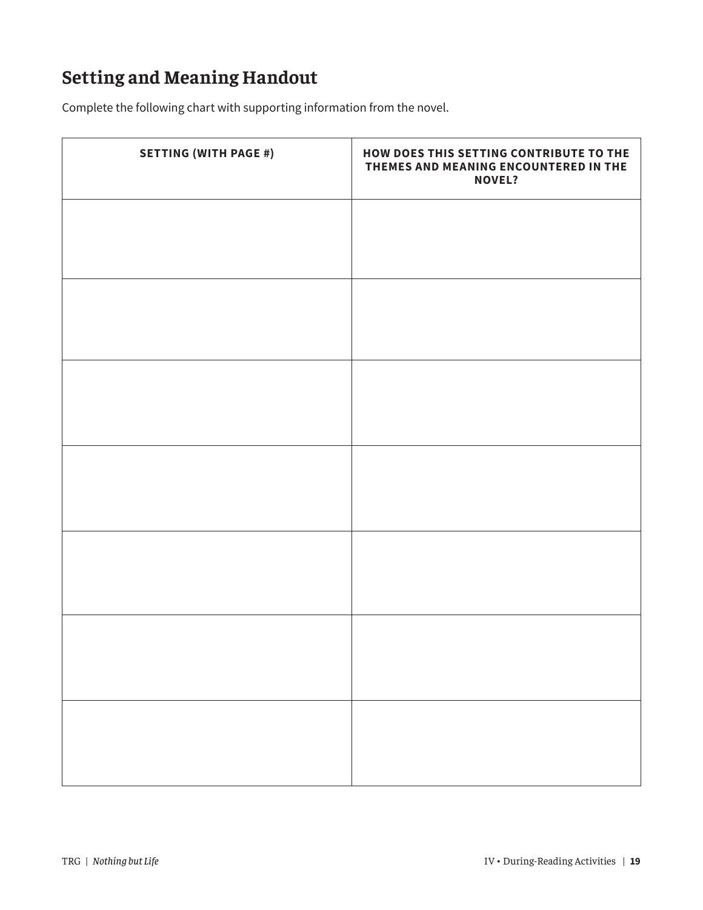## Setting and Meaning Handout

Complete the following chart with supporting information from the novel.

| SETTING (WITH PAGE #) | HOW DOES THIS SETTING CONTRIBUTE TO THE THEMES AND MEANING ENCOUNTERED IN THE NOVEL? |
|---|---|
| | |
| | |
| | |
| | |
| | |
| | |
| | |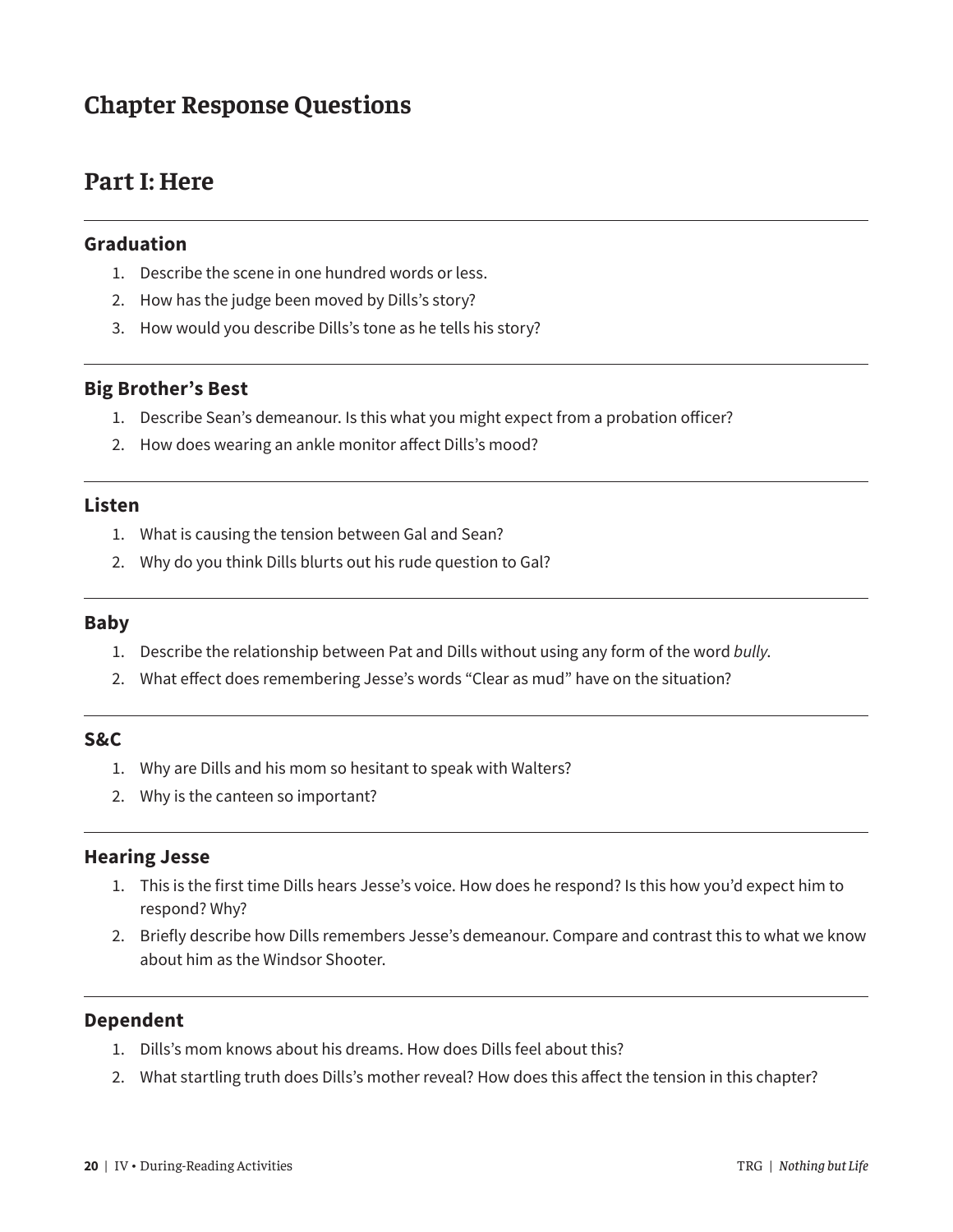# Chapter Response Questions

## Part I: Here

### Graduation

1. Describe the scene in one hundred words or less.
2. How has the judge been moved by Dills's story?
3. How would you describe Dills's tone as he tells his story?

### Big Brother's Best

1. Describe Sean's demeanour. Is this what you might expect from a probation officer?
2. How does wearing an ankle monitor affect Dills's mood?

### Listen

1. What is causing the tension between Gal and Sean?
2. Why do you think Dills blurts out his rude question to Gal?

### Baby

1. Describe the relationship between Pat and Dills without using any form of the word *bully*.
2. What effect does remembering Jesse's words "Clear as mud" have on the situation?

### S&C

1. Why are Dills and his mom so hesitant to speak with Walters?
2. Why is the canteen so important?

### Hearing Jesse

1. This is the first time Dills hears Jesse's voice. How does he respond? Is this how you'd expect him to respond? Why?
2. Briefly describe how Dills remembers Jesse's demeanour. Compare and contrast this to what we know about him as the Windsor Shooter.

### Dependent

1. Dills's mom knows about his dreams. How does Dills feel about this?
2. What startling truth does Dills's mother reveal? How does this affect the tension in this chapter?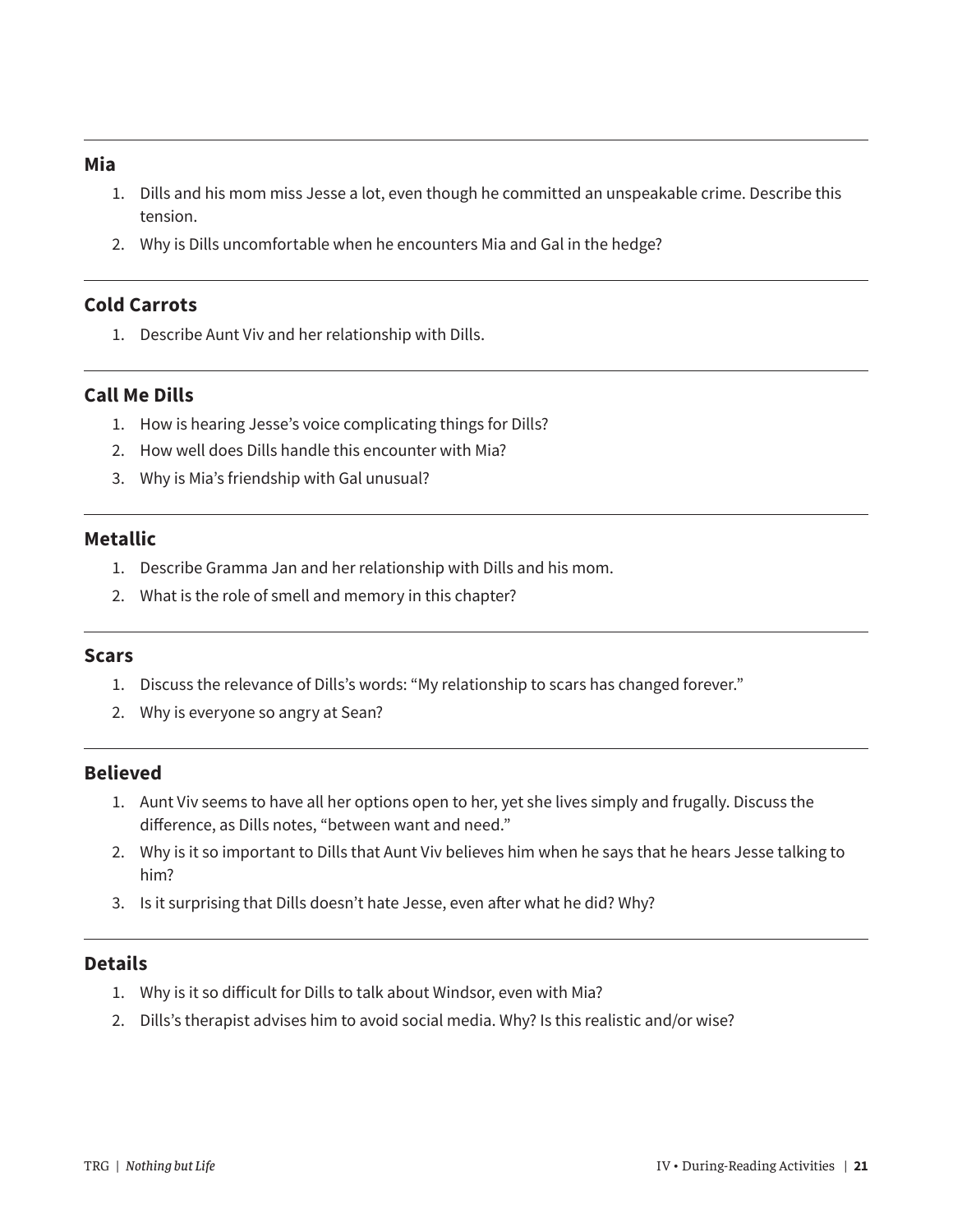### Mia

1. Dills and his mom miss Jesse a lot, even though he committed an unspeakable crime. Describe this tension.
2. Why is Dills uncomfortable when he encounters Mia and Gal in the hedge?

### Cold Carrots

1. Describe Aunt Viv and her relationship with Dills.

### Call Me Dills

1. How is hearing Jesse's voice complicating things for Dills?
2. How well does Dills handle this encounter with Mia?
3. Why is Mia's friendship with Gal unusual?

### Metallic

1. Describe Gramma Jan and her relationship with Dills and his mom.
2. What is the role of smell and memory in this chapter?

### Scars

1. Discuss the relevance of Dills's words: "My relationship to scars has changed forever."
2. Why is everyone so angry at Sean?

### Believed

1. Aunt Viv seems to have all her options open to her, yet she lives simply and frugally. Discuss the difference, as Dills notes, "between want and need."
2. Why is it so important to Dills that Aunt Viv believes him when he says that he hears Jesse talking to him?
3. Is it surprising that Dills doesn't hate Jesse, even after what he did? Why?

### Details

1. Why is it so difficult for Dills to talk about Windsor, even with Mia?
2. Dills's therapist advises him to avoid social media. Why? Is this realistic and/or wise?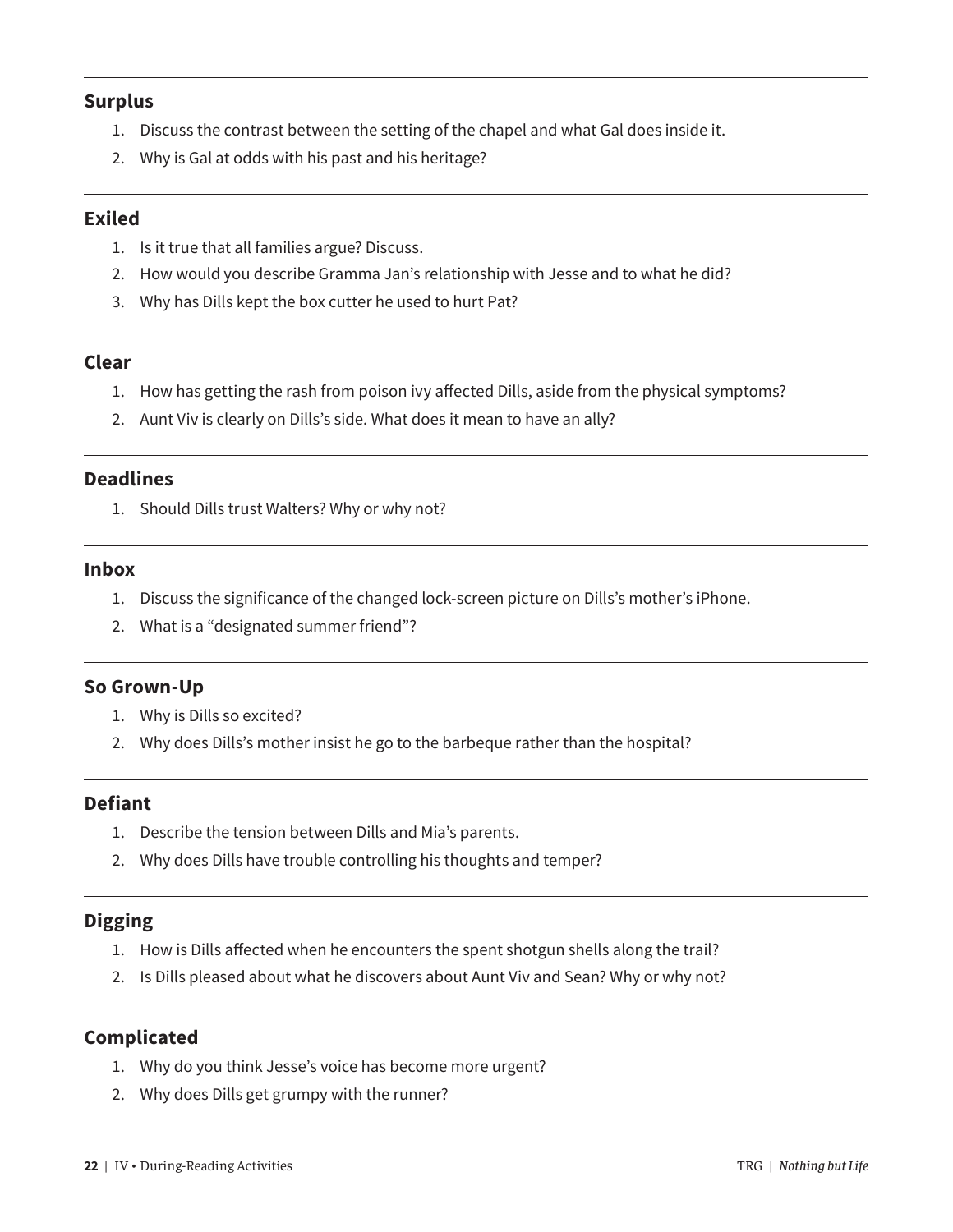### Surplus

1. Discuss the contrast between the setting of the chapel and what Gal does inside it.
2. Why is Gal at odds with his past and his heritage?

### Exiled

1. Is it true that all families argue? Discuss.
2. How would you describe Gramma Jan's relationship with Jesse and to what he did?
3. Why has Dills kept the box cutter he used to hurt Pat?

### Clear

1. How has getting the rash from poison ivy affected Dills, aside from the physical symptoms?
2. Aunt Viv is clearly on Dills's side. What does it mean to have an ally?

### Deadlines

1. Should Dills trust Walters? Why or why not?

### Inbox

1. Discuss the significance of the changed lock-screen picture on Dills's mother's iPhone.
2. What is a "designated summer friend"?

### So Grown-Up

1. Why is Dills so excited?
2. Why does Dills's mother insist he go to the barbeque rather than the hospital?

### Defiant

1. Describe the tension between Dills and Mia's parents.
2. Why does Dills have trouble controlling his thoughts and temper?

### Digging

1. How is Dills affected when he encounters the spent shotgun shells along the trail?
2. Is Dills pleased about what he discovers about Aunt Viv and Sean? Why or why not?

### Complicated

1. Why do you think Jesse's voice has become more urgent?
2. Why does Dills get grumpy with the runner?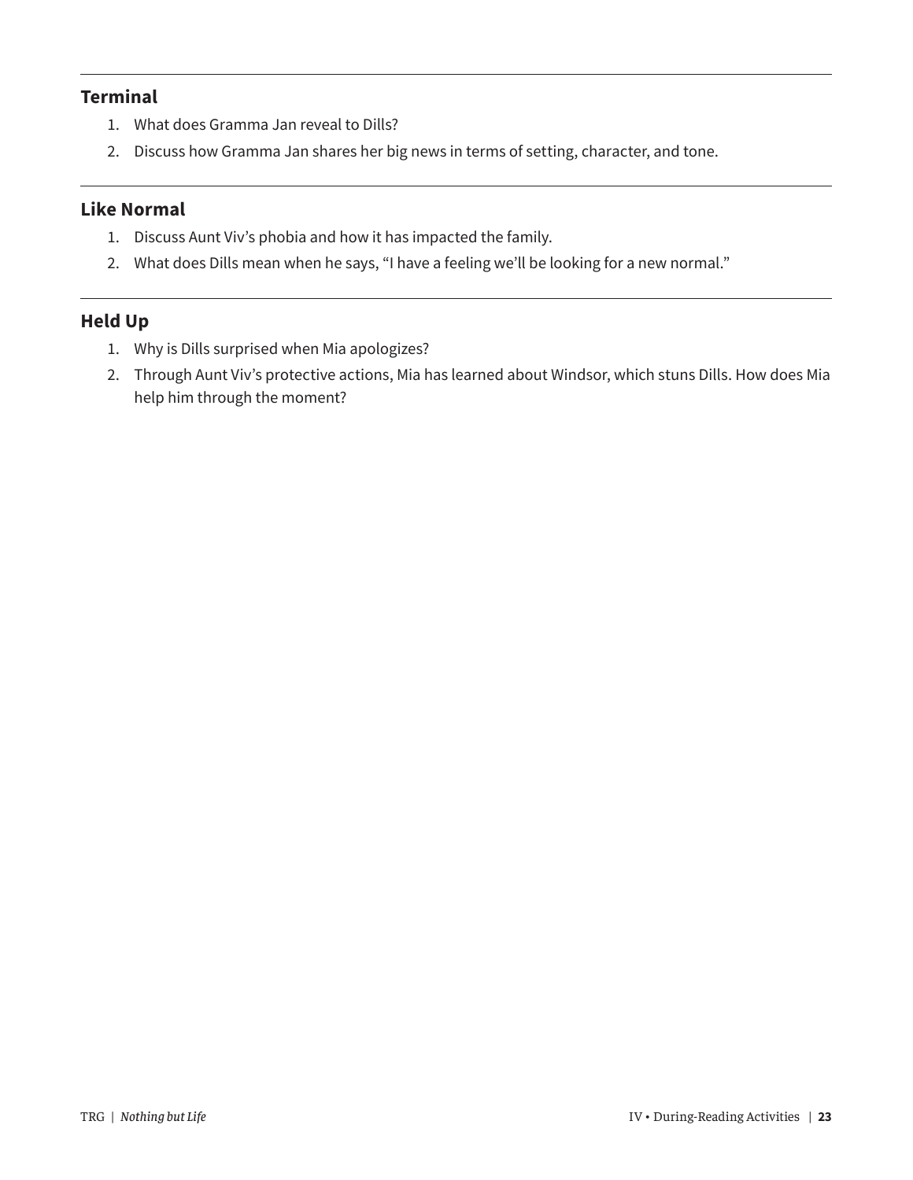### Terminal

1. What does Gramma Jan reveal to Dills?
2. Discuss how Gramma Jan shares her big news in terms of setting, character, and tone.

### Like Normal

1. Discuss Aunt Viv's phobia and how it has impacted the family.
2. What does Dills mean when he says, "I have a feeling we'll be looking for a new normal."

### Held Up

1. Why is Dills surprised when Mia apologizes?
2. Through Aunt Viv's protective actions, Mia has learned about Windsor, which stuns Dills. How does Mia help him through the moment?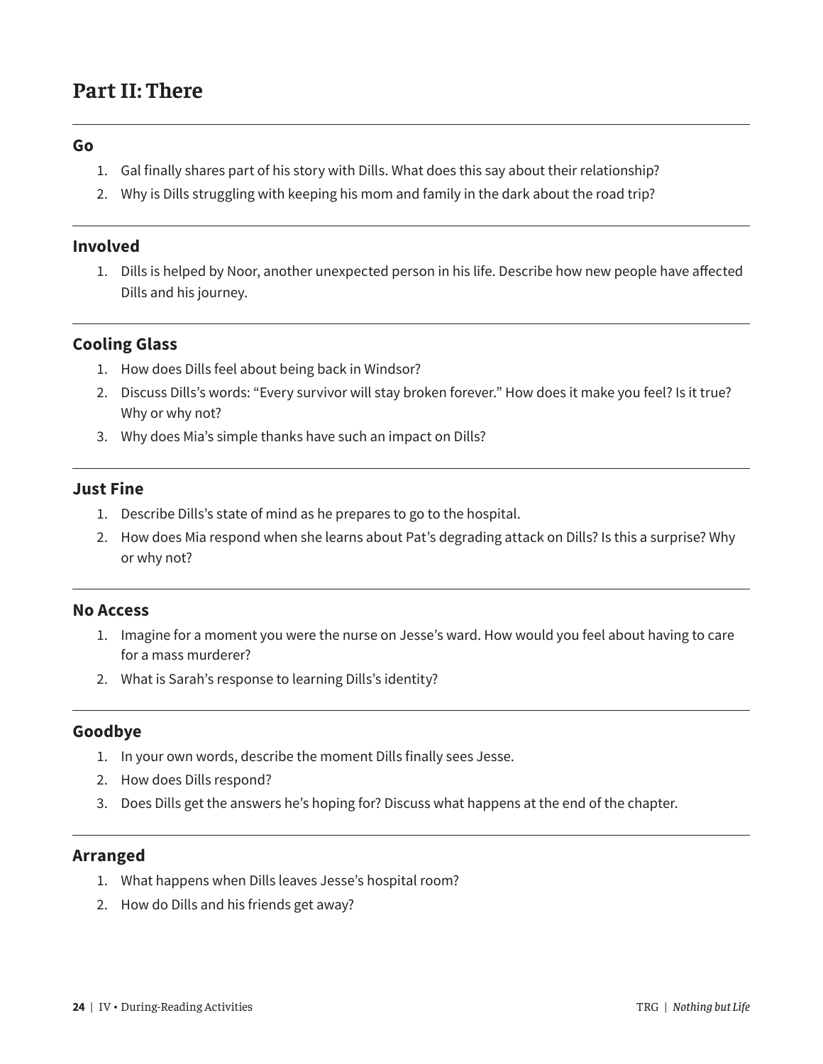## Part II: There

### Go

1. Gal finally shares part of his story with Dills. What does this say about their relationship?
2. Why is Dills struggling with keeping his mom and family in the dark about the road trip?

### Involved

1. Dills is helped by Noor, another unexpected person in his life. Describe how new people have affected Dills and his journey.

### Cooling Glass

1. How does Dills feel about being back in Windsor?
2. Discuss Dills's words: "Every survivor will stay broken forever." How does it make you feel? Is it true? Why or why not?
3. Why does Mia's simple thanks have such an impact on Dills?

### Just Fine

1. Describe Dills's state of mind as he prepares to go to the hospital.
2. How does Mia respond when she learns about Pat's degrading attack on Dills? Is this a surprise? Why or why not?

### No Access

1. Imagine for a moment you were the nurse on Jesse's ward. How would you feel about having to care for a mass murderer?
2. What is Sarah's response to learning Dills's identity?

### Goodbye

1. In your own words, describe the moment Dills finally sees Jesse.
2. How does Dills respond?
3. Does Dills get the answers he's hoping for? Discuss what happens at the end of the chapter.

### Arranged

1. What happens when Dills leaves Jesse's hospital room?
2. How do Dills and his friends get away?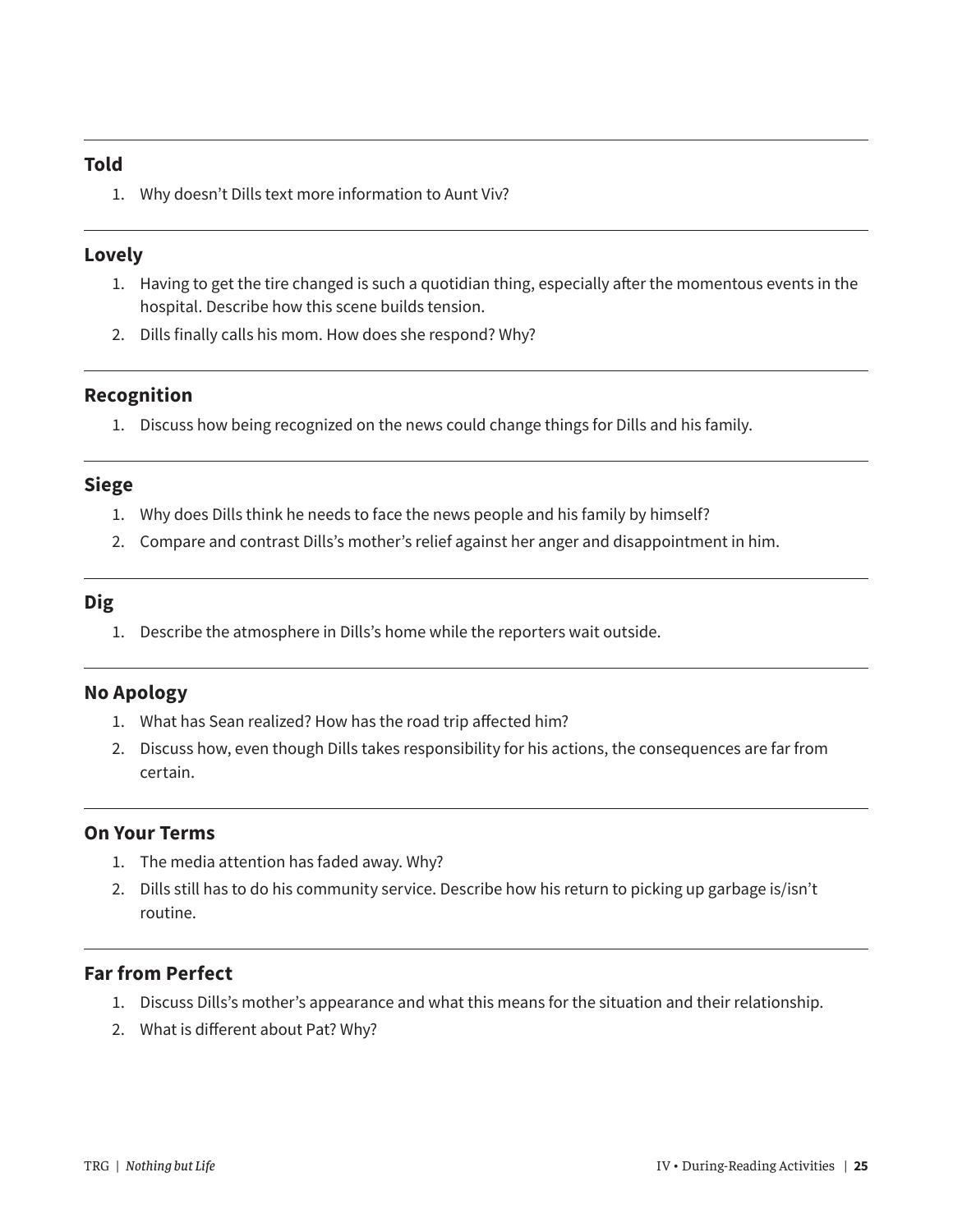## Told

1. Why doesn't Dills text more information to Aunt Viv?

## Lovely

1. Having to get the tire changed is such a quotidian thing, especially after the momentous events in the hospital. Describe how this scene builds tension.
2. Dills finally calls his mom. How does she respond? Why?

## Recognition

1. Discuss how being recognized on the news could change things for Dills and his family.

## Siege

1. Why does Dills think he needs to face the news people and his family by himself?
2. Compare and contrast Dills's mother's relief against her anger and disappointment in him.

## Dig

1. Describe the atmosphere in Dills's home while the reporters wait outside.

## No Apology

1. What has Sean realized? How has the road trip affected him?
2. Discuss how, even though Dills takes responsibility for his actions, the consequences are far from certain.

## On Your Terms

1. The media attention has faded away. Why?
2. Dills still has to do his community service. Describe how his return to picking up garbage is/isn't routine.

## Far from Perfect

1. Discuss Dills's mother's appearance and what this means for the situation and their relationship.
2. What is different about Pat? Why?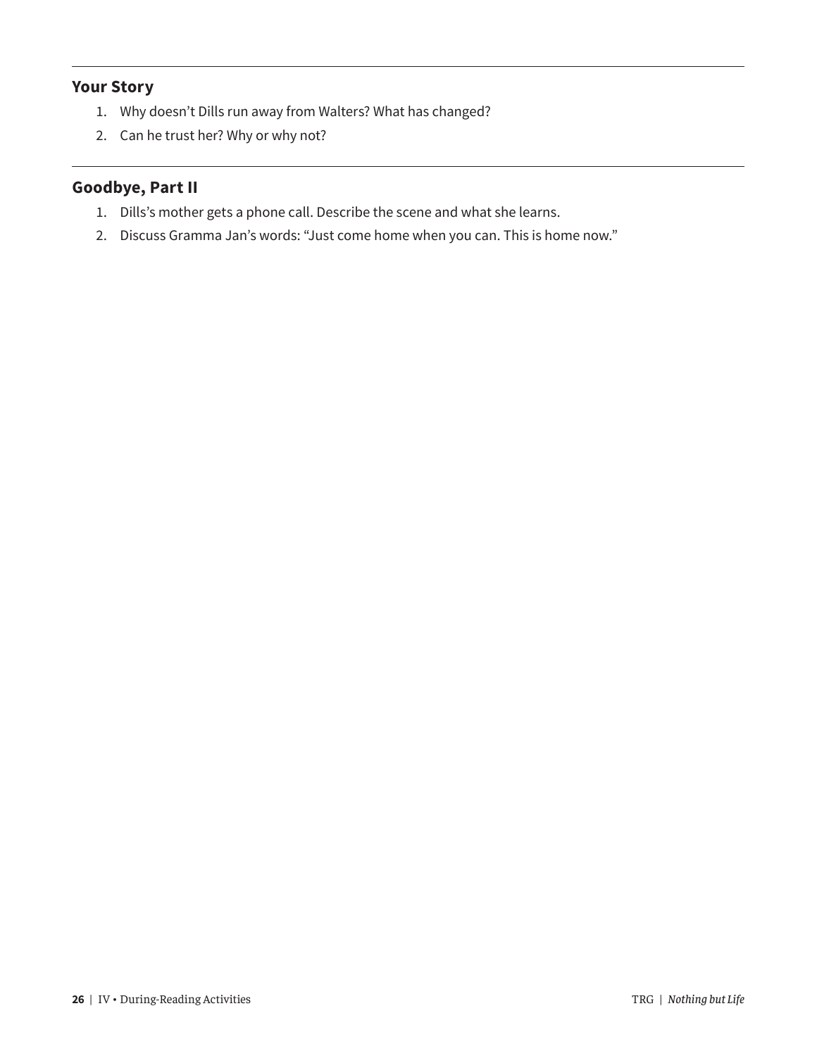## Your Story

1. Why doesn't Dills run away from Walters? What has changed?
2. Can he trust her? Why or why not?

## Goodbye, Part II

1. Dills's mother gets a phone call. Describe the scene and what she learns.
2. Discuss Gramma Jan's words: "Just come home when you can. This is home now."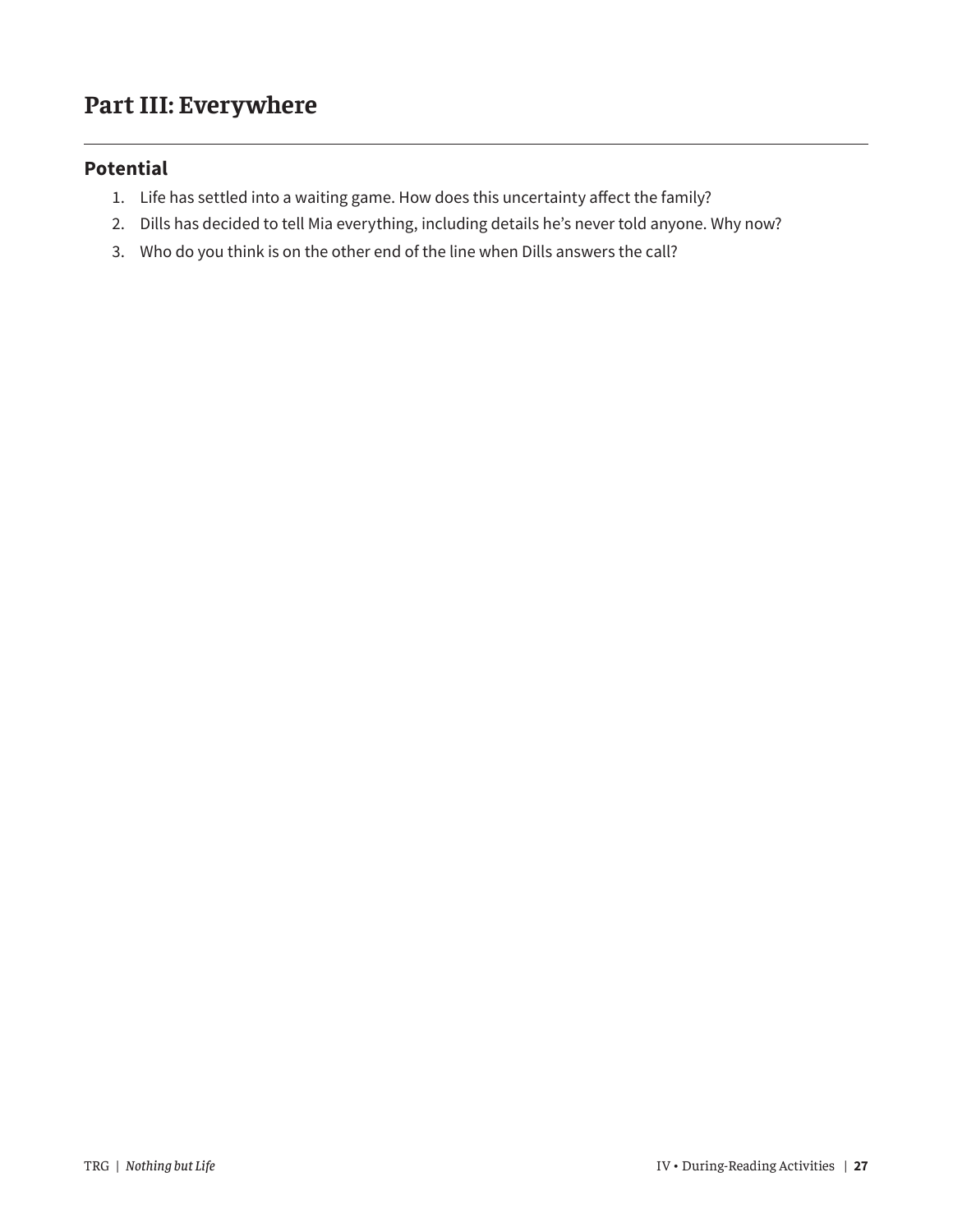# Part III: Everywhere

## Potential

1. Life has settled into a waiting game. How does this uncertainty affect the family?
2. Dills has decided to tell Mia everything, including details he's never told anyone. Why now?
3. Who do you think is on the other end of the line when Dills answers the call?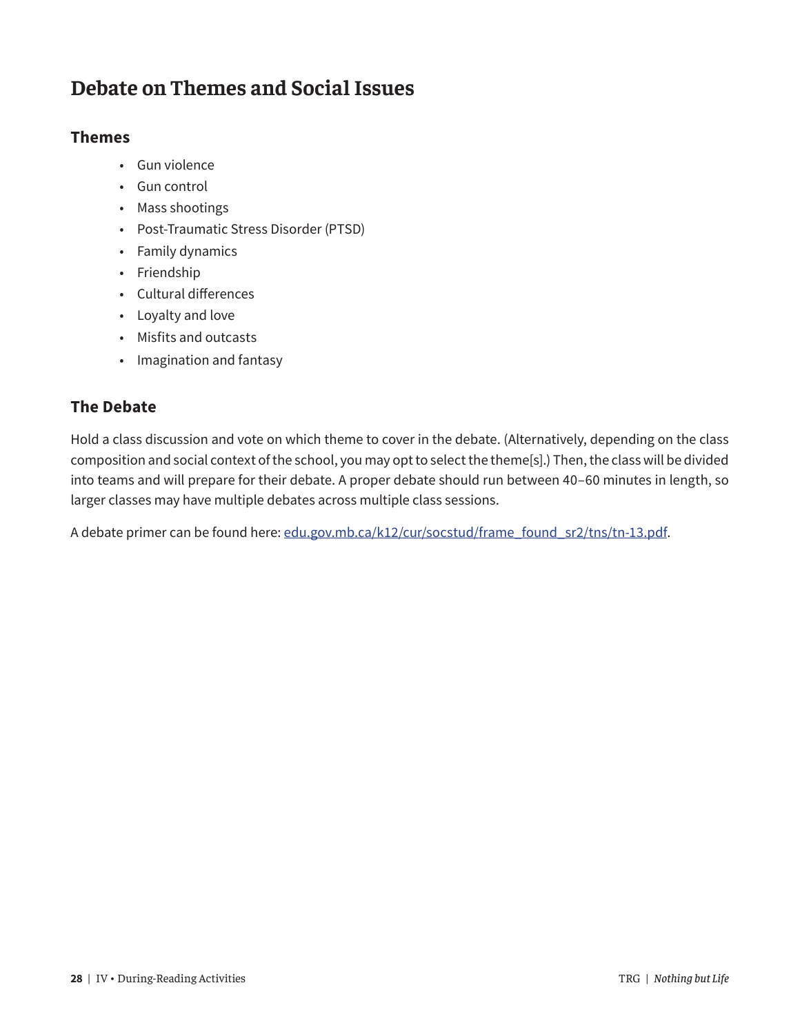# Debate on Themes and Social Issues

## Themes

- Gun violence
- Gun control
- Mass shootings
- Post-Traumatic Stress Disorder (PTSD)
- Family dynamics
- Friendship
- Cultural differences
- Loyalty and love
- Misfits and outcasts
- Imagination and fantasy

## The Debate

Hold a class discussion and vote on which theme to cover in the debate. (Alternatively, depending on the class composition and social context of the school, you may opt to select the theme[s].) Then, the class will be divided into teams and will prepare for their debate. A proper debate should run between 40–60 minutes in length, so larger classes may have multiple debates across multiple class sessions.

A debate primer can be found here: [edu.gov.mb.ca/k12/cur/socstud/frame_found_sr2/tns/tn-13.pdf](edu.gov.mb.ca/k12/cur/socstud/frame_found_sr2/tns/tn-13.pdf).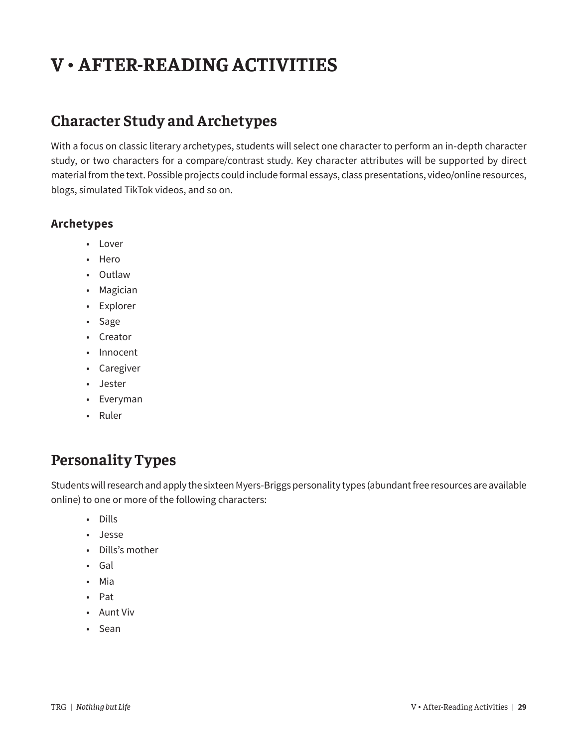# V • AFTER-READING ACTIVITIES

## Character Study and Archetypes

With a focus on classic literary archetypes, students will select one character to perform an in-depth character study, or two characters for a compare/contrast study. Key character attributes will be supported by direct material from the text. Possible projects could include formal essays, class presentations, video/online resources, blogs, simulated TikTok videos, and so on.

### Archetypes

- Lover
- Hero
- Outlaw
- Magician
- Explorer
- Sage
- Creator
- Innocent
- Caregiver
- Jester
- Everyman
- Ruler

## Personality Types

Students will research and apply the sixteen Myers-Briggs personality types (abundant free resources are available online) to one or more of the following characters:

- Dills
- Jesse
- Dills's mother
- Gal
- Mia
- Pat
- Aunt Viv
- Sean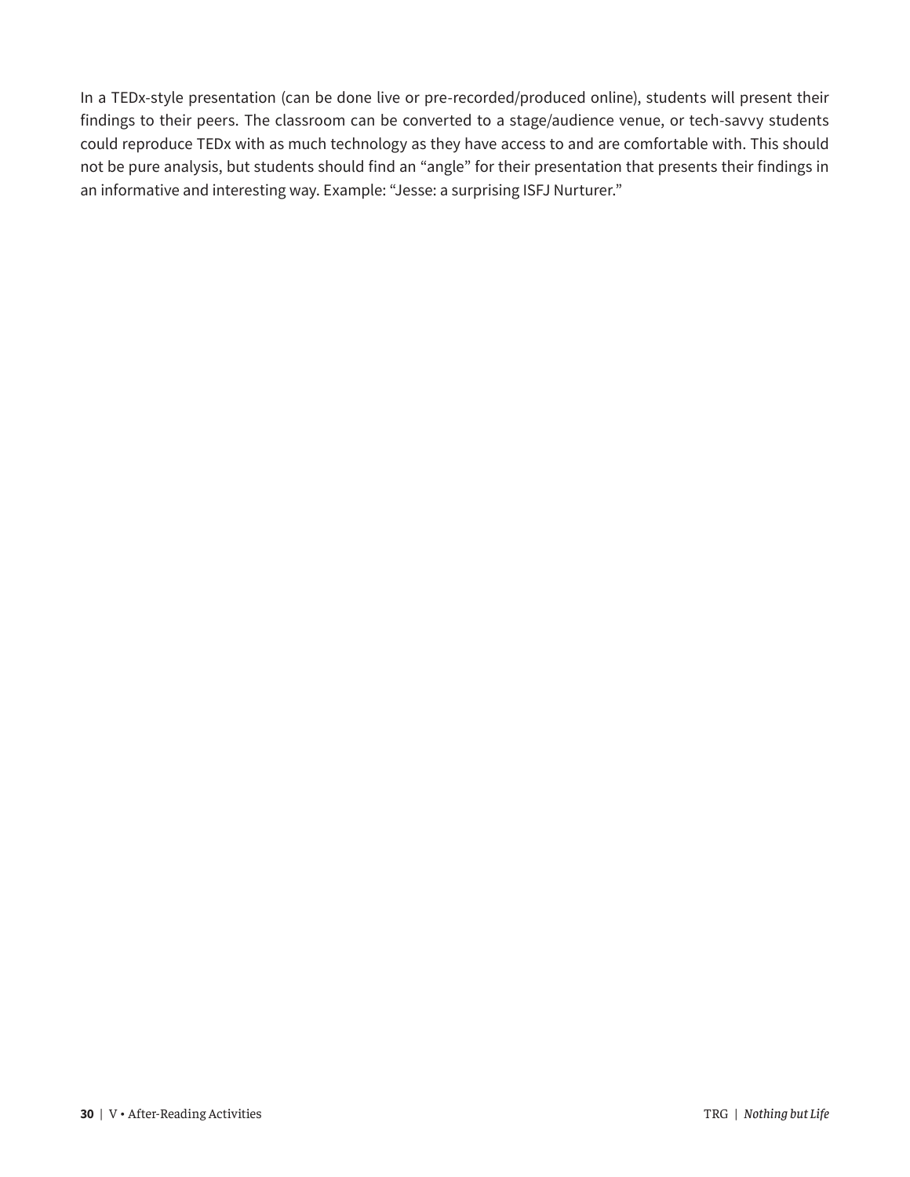In a TEDx-style presentation (can be done live or pre-recorded/produced online), students will present their findings to their peers. The classroom can be converted to a stage/audience venue, or tech-savvy students could reproduce TEDx with as much technology as they have access to and are comfortable with. This should not be pure analysis, but students should find an "angle" for their presentation that presents their findings in an informative and interesting way. Example: "Jesse: a surprising ISFJ Nurturer."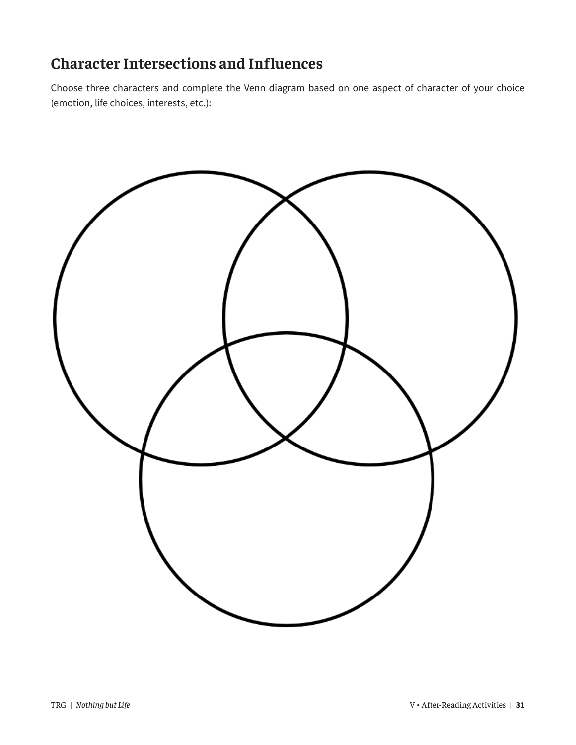## Character Intersections and Influences

Choose three characters and complete the Venn diagram based on one aspect of character of your choice (emotion, life choices, interests, etc.):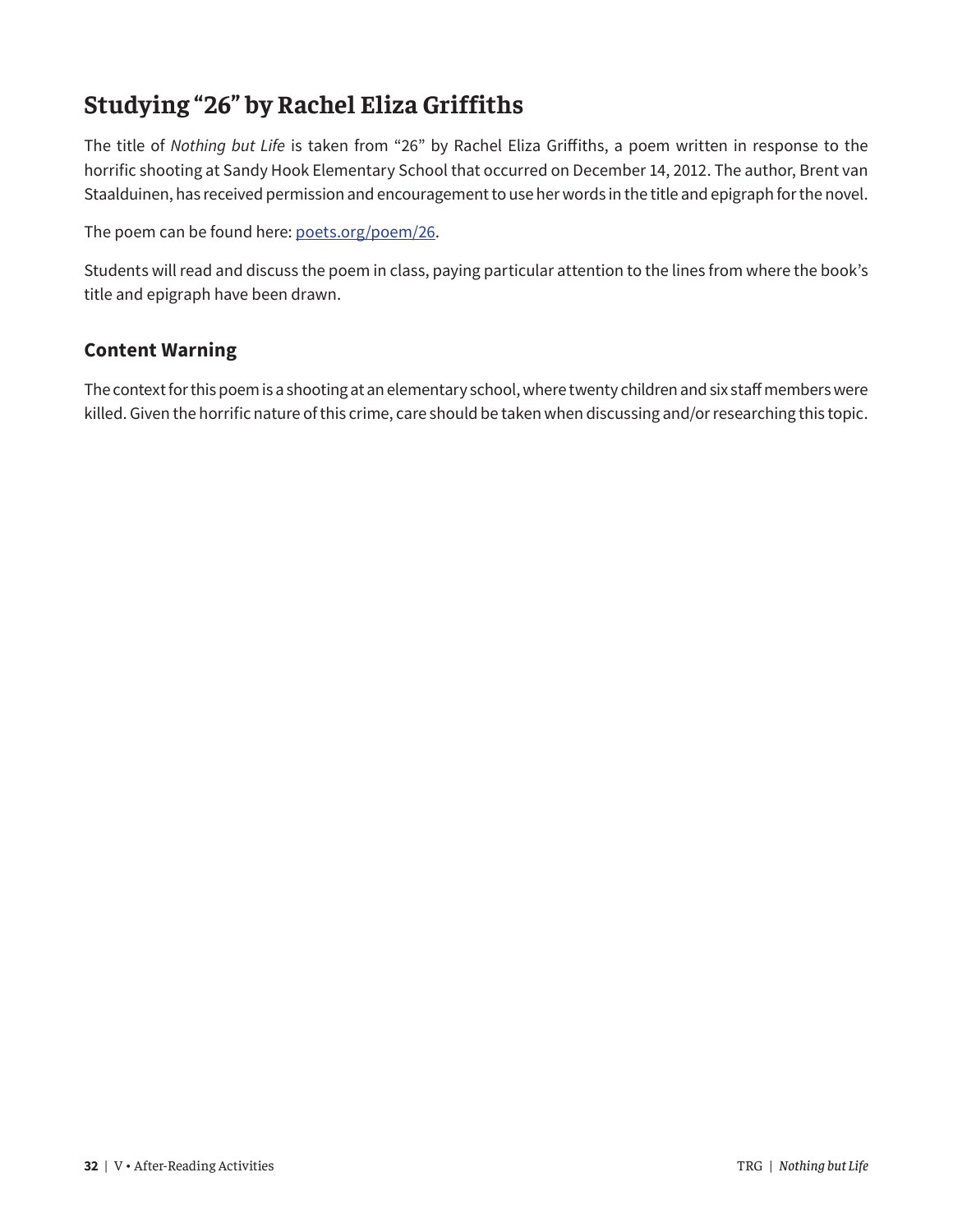## Studying "26" by Rachel Eliza Griffiths

The title of *Nothing but Life* is taken from "26" by Rachel Eliza Griffiths, a poem written in response to the horrific shooting at Sandy Hook Elementary School that occurred on December 14, 2012. The author, Brent van Staalduinen, has received permission and encouragement to use her words in the title and epigraph for the novel.

The poem can be found here: [poets.org/poem/26](https://poets.org/poem/26).

Students will read and discuss the poem in class, paying particular attention to the lines from where the book's title and epigraph have been drawn.

### Content Warning

The context for this poem is a shooting at an elementary school, where twenty children and six staff members were killed. Given the horrific nature of this crime, care should be taken when discussing and/or researching this topic.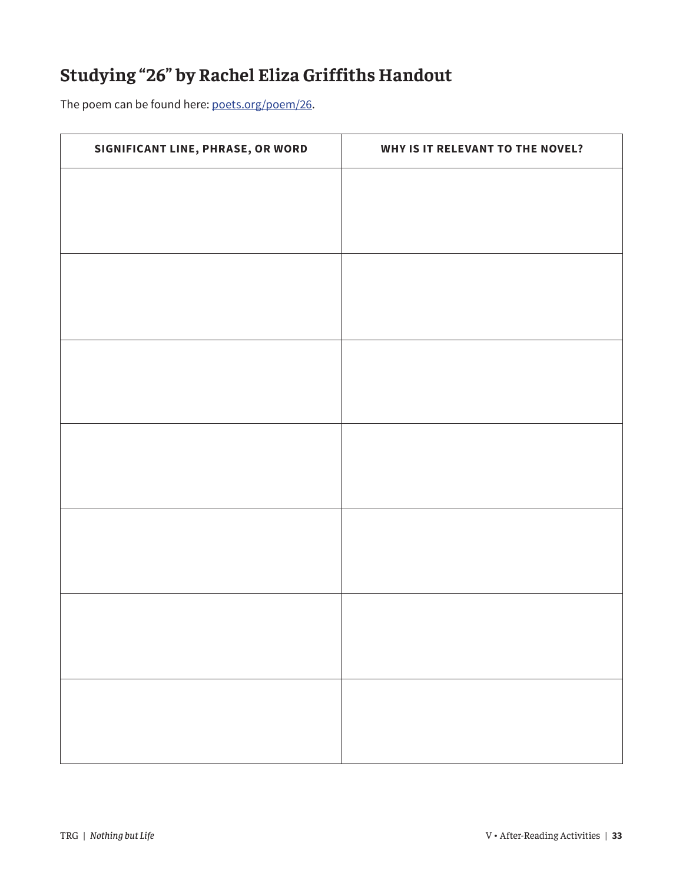# Studying "26" by Rachel Eliza Griffiths Handout

The poem can be found here: [poets.org/poem/26](poets.org/poem/26).

| SIGNIFICANT LINE, PHRASE, OR WORD | WHY IS IT RELEVANT TO THE NOVEL? |
| --- | --- |
| | |
| | |
| | |
| | |
| | |
| | |
| | |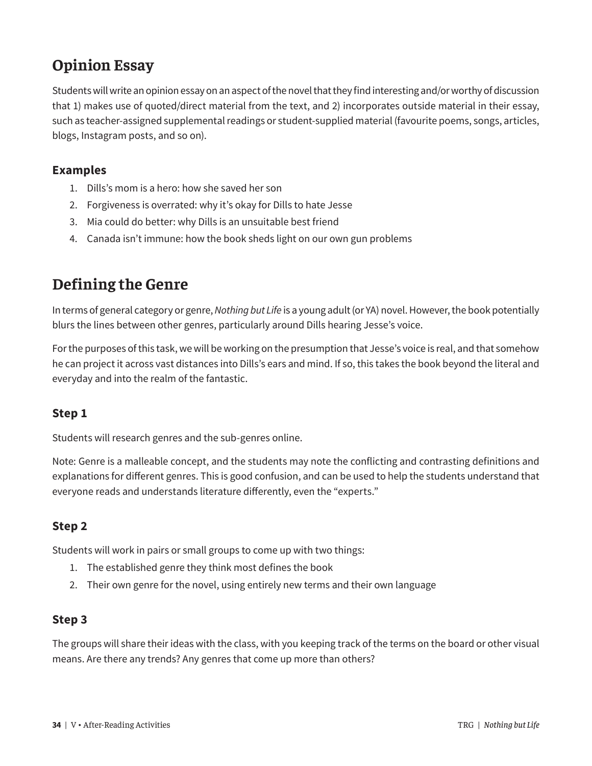## Opinion Essay

Students will write an opinion essay on an aspect of the novel that they find interesting and/or worthy of discussion that 1) makes use of quoted/direct material from the text, and 2) incorporates outside material in their essay, such as teacher-assigned supplemental readings or student-supplied material (favourite poems, songs, articles, blogs, Instagram posts, and so on).

### Examples

1. Dills's mom is a hero: how she saved her son
2. Forgiveness is overrated: why it's okay for Dills to hate Jesse
3. Mia could do better: why Dills is an unsuitable best friend
4. Canada isn't immune: how the book sheds light on our own gun problems

## Defining the Genre

In terms of general category or genre, *Nothing but Life* is a young adult (or YA) novel. However, the book potentially blurs the lines between other genres, particularly around Dills hearing Jesse's voice.

For the purposes of this task, we will be working on the presumption that Jesse's voice is real, and that somehow he can project it across vast distances into Dills's ears and mind. If so, this takes the book beyond the literal and everyday and into the realm of the fantastic.

### Step 1

Students will research genres and the sub-genres online.

Note: Genre is a malleable concept, and the students may note the conflicting and contrasting definitions and explanations for different genres. This is good confusion, and can be used to help the students understand that everyone reads and understands literature differently, even the "experts."

### Step 2

Students will work in pairs or small groups to come up with two things:

1. The established genre they think most defines the book
2. Their own genre for the novel, using entirely new terms and their own language

### Step 3

The groups will share their ideas with the class, with you keeping track of the terms on the board or other visual means. Are there any trends? Any genres that come up more than others?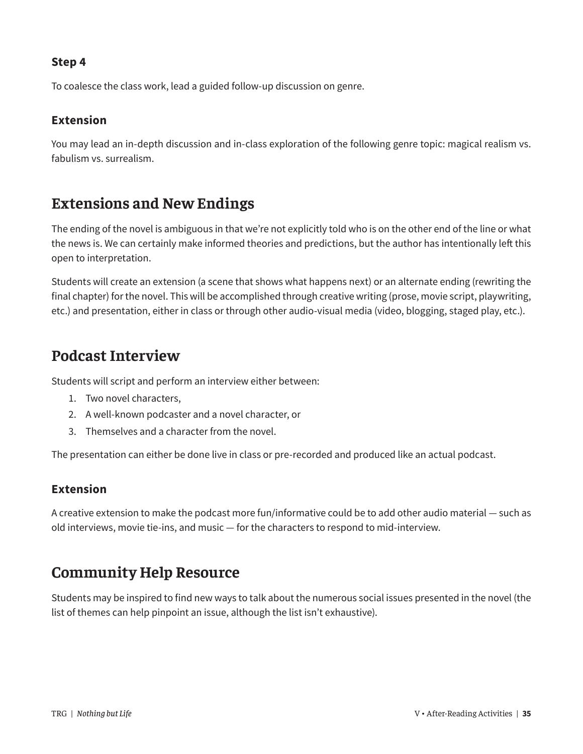### Step 4

To coalesce the class work, lead a guided follow-up discussion on genre.

### Extension

You may lead an in-depth discussion and in-class exploration of the following genre topic: magical realism vs. fabulism vs. surrealism.

## Extensions and New Endings

The ending of the novel is ambiguous in that we're not explicitly told who is on the other end of the line or what the news is. We can certainly make informed theories and predictions, but the author has intentionally left this open to interpretation.

Students will create an extension (a scene that shows what happens next) or an alternate ending (rewriting the final chapter) for the novel. This will be accomplished through creative writing (prose, movie script, playwriting, etc.) and presentation, either in class or through other audio-visual media (video, blogging, staged play, etc.).

## Podcast Interview

Students will script and perform an interview either between:

1. Two novel characters,
2. A well-known podcaster and a novel character, or
3. Themselves and a character from the novel.

The presentation can either be done live in class or pre-recorded and produced like an actual podcast.

### Extension

A creative extension to make the podcast more fun/informative could be to add other audio material — such as old interviews, movie tie-ins, and music — for the characters to respond to mid-interview.

## Community Help Resource

Students may be inspired to find new ways to talk about the numerous social issues presented in the novel (the list of themes can help pinpoint an issue, although the list isn't exhaustive).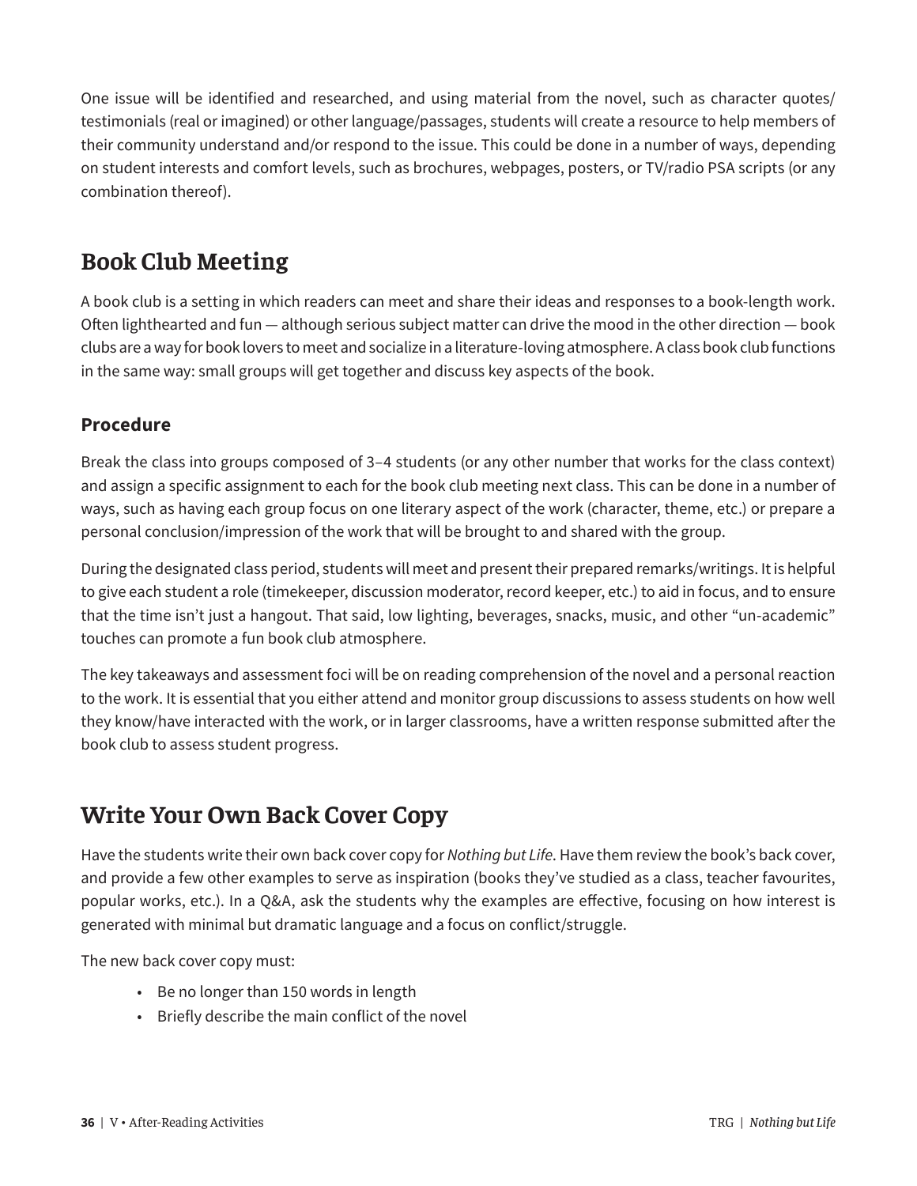One issue will be identified and researched, and using material from the novel, such as character quotes/testimonials (real or imagined) or other language/passages, students will create a resource to help members of their community understand and/or respond to the issue. This could be done in a number of ways, depending on student interests and comfort levels, such as brochures, webpages, posters, or TV/radio PSA scripts (or any combination thereof).

## Book Club Meeting

A book club is a setting in which readers can meet and share their ideas and responses to a book-length work. Often lighthearted and fun — although serious subject matter can drive the mood in the other direction — book clubs are a way for book lovers to meet and socialize in a literature-loving atmosphere. A class book club functions in the same way: small groups will get together and discuss key aspects of the book.

### Procedure

Break the class into groups composed of 3–4 students (or any other number that works for the class context) and assign a specific assignment to each for the book club meeting next class. This can be done in a number of ways, such as having each group focus on one literary aspect of the work (character, theme, etc.) or prepare a personal conclusion/impression of the work that will be brought to and shared with the group.

During the designated class period, students will meet and present their prepared remarks/writings. It is helpful to give each student a role (timekeeper, discussion moderator, record keeper, etc.) to aid in focus, and to ensure that the time isn't just a hangout. That said, low lighting, beverages, snacks, music, and other "un-academic" touches can promote a fun book club atmosphere.

The key takeaways and assessment foci will be on reading comprehension of the novel and a personal reaction to the work. It is essential that you either attend and monitor group discussions to assess students on how well they know/have interacted with the work, or in larger classrooms, have a written response submitted after the book club to assess student progress.

## Write Your Own Back Cover Copy

Have the students write their own back cover copy for *Nothing but Life*. Have them review the book's back cover, and provide a few other examples to serve as inspiration (books they've studied as a class, teacher favourites, popular works, etc.). In a Q&A, ask the students why the examples are effective, focusing on how interest is generated with minimal but dramatic language and a focus on conflict/struggle.

The new back cover copy must:

- Be no longer than 150 words in length
- Briefly describe the main conflict of the novel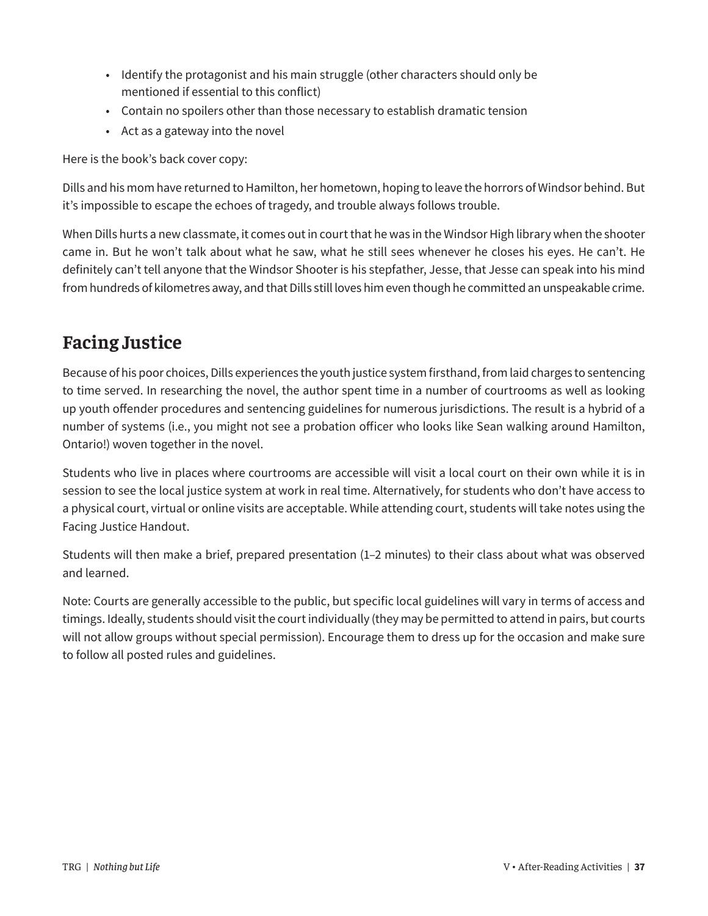- Identify the protagonist and his main struggle (other characters should only be mentioned if essential to this conflict)
- Contain no spoilers other than those necessary to establish dramatic tension
- Act as a gateway into the novel

Here is the book's back cover copy:

Dills and his mom have returned to Hamilton, her hometown, hoping to leave the horrors of Windsor behind. But it's impossible to escape the echoes of tragedy, and trouble always follows trouble.

When Dills hurts a new classmate, it comes out in court that he was in the Windsor High library when the shooter came in. But he won't talk about what he saw, what he still sees whenever he closes his eyes. He can't. He definitely can't tell anyone that the Windsor Shooter is his stepfather, Jesse, that Jesse can speak into his mind from hundreds of kilometres away, and that Dills still loves him even though he committed an unspeakable crime.

## Facing Justice

Because of his poor choices, Dills experiences the youth justice system firsthand, from laid charges to sentencing to time served. In researching the novel, the author spent time in a number of courtrooms as well as looking up youth offender procedures and sentencing guidelines for numerous jurisdictions. The result is a hybrid of a number of systems (i.e., you might not see a probation officer who looks like Sean walking around Hamilton, Ontario!) woven together in the novel.

Students who live in places where courtrooms are accessible will visit a local court on their own while it is in session to see the local justice system at work in real time. Alternatively, for students who don't have access to a physical court, virtual or online visits are acceptable. While attending court, students will take notes using the Facing Justice Handout.

Students will then make a brief, prepared presentation (1–2 minutes) to their class about what was observed and learned.

Note: Courts are generally accessible to the public, but specific local guidelines will vary in terms of access and timings. Ideally, students should visit the court individually (they may be permitted to attend in pairs, but courts will not allow groups without special permission). Encourage them to dress up for the occasion and make sure to follow all posted rules and guidelines.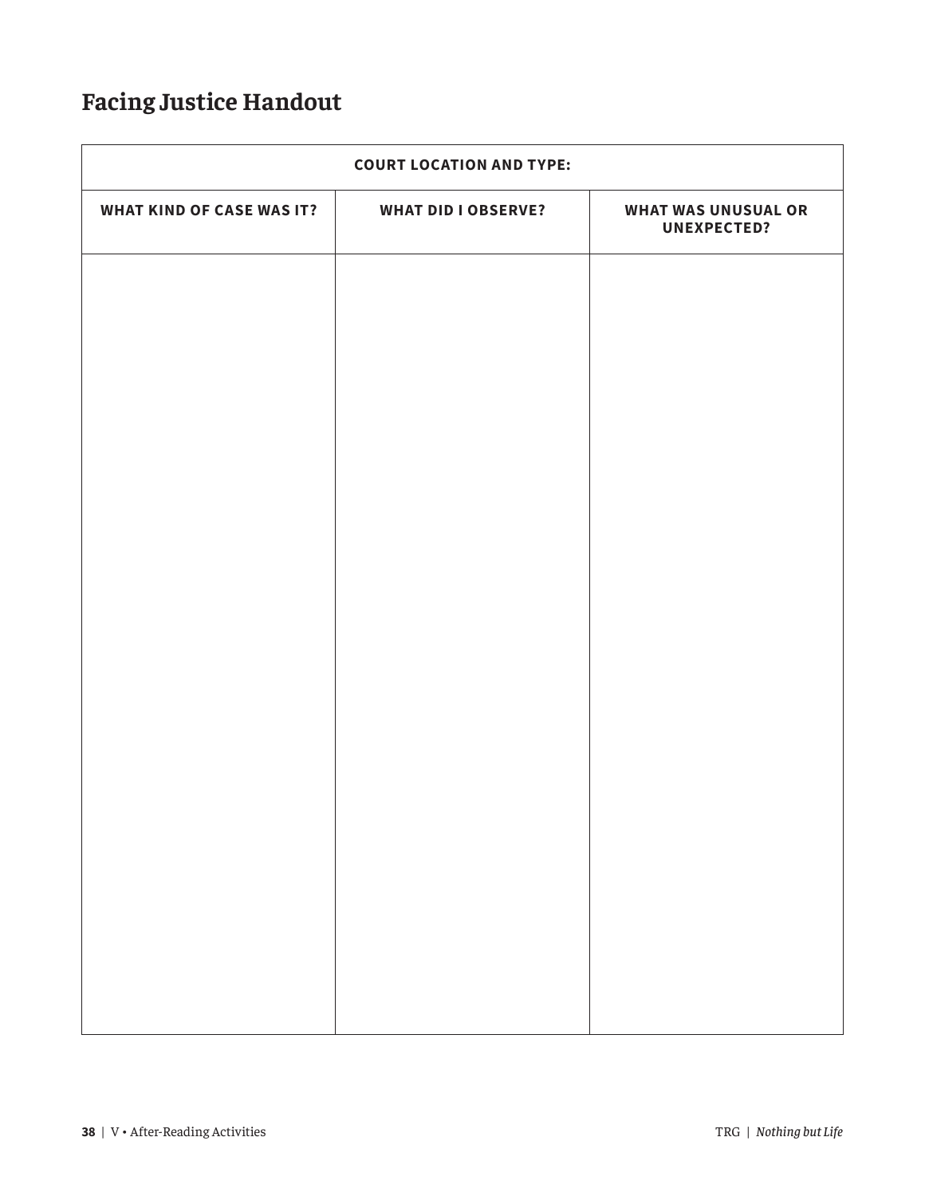# Facing Justice Handout

| COURT LOCATION AND TYPE: | | |
|---|---|---|
| **WHAT KIND OF CASE WAS IT?** | **WHAT DID I OBSERVE?** | **WHAT WAS UNUSUAL OR UNEXPECTED?** |
| | | |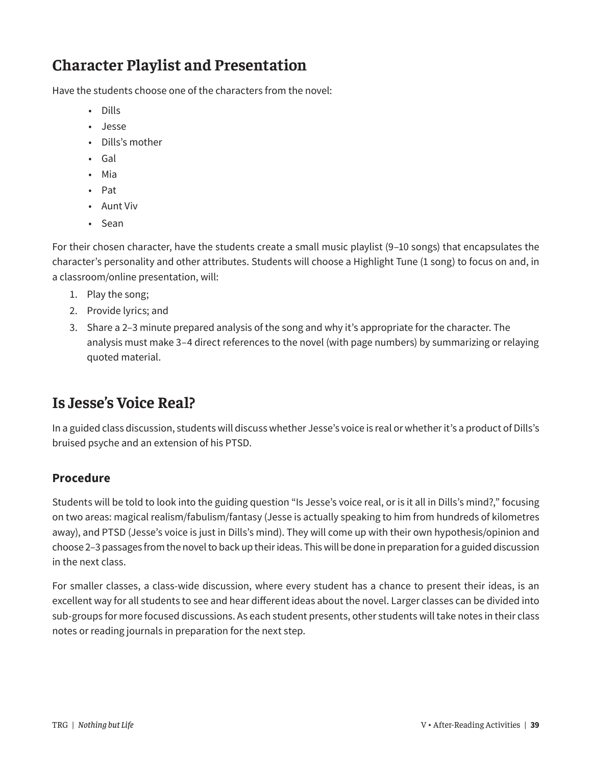## Character Playlist and Presentation

Have the students choose one of the characters from the novel:

- Dills
- Jesse
- Dills's mother
- Gal
- Mia
- Pat
- Aunt Viv
- Sean

For their chosen character, have the students create a small music playlist (9–10 songs) that encapsulates the character's personality and other attributes. Students will choose a Highlight Tune (1 song) to focus on and, in a classroom/online presentation, will:

1. Play the song;
2. Provide lyrics; and
3. Share a 2–3 minute prepared analysis of the song and why it's appropriate for the character. The analysis must make 3–4 direct references to the novel (with page numbers) by summarizing or relaying quoted material.

## Is Jesse's Voice Real?

In a guided class discussion, students will discuss whether Jesse's voice is real or whether it's a product of Dills's bruised psyche and an extension of his PTSD.

### Procedure

Students will be told to look into the guiding question "Is Jesse's voice real, or is it all in Dills's mind?," focusing on two areas: magical realism/fabulism/fantasy (Jesse is actually speaking to him from hundreds of kilometres away), and PTSD (Jesse's voice is just in Dills's mind). They will come up with their own hypothesis/opinion and choose 2–3 passages from the novel to back up their ideas. This will be done in preparation for a guided discussion in the next class.

For smaller classes, a class-wide discussion, where every student has a chance to present their ideas, is an excellent way for all students to see and hear different ideas about the novel. Larger classes can be divided into sub-groups for more focused discussions. As each student presents, other students will take notes in their class notes or reading journals in preparation for the next step.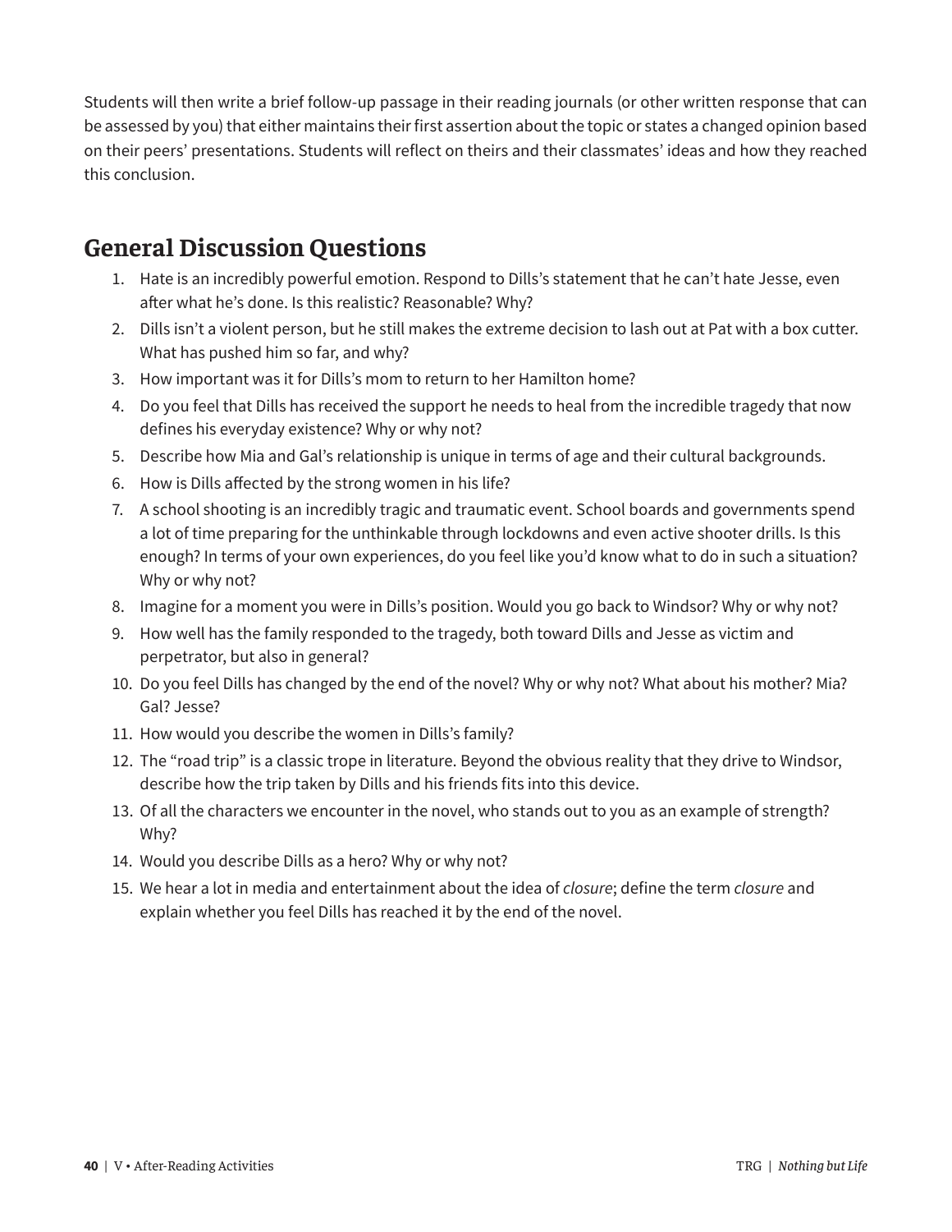Students will then write a brief follow-up passage in their reading journals (or other written response that can be assessed by you) that either maintains their first assertion about the topic or states a changed opinion based on their peers' presentations. Students will reflect on theirs and their classmates' ideas and how they reached this conclusion.

## General Discussion Questions

1. Hate is an incredibly powerful emotion. Respond to Dills's statement that he can't hate Jesse, even after what he's done. Is this realistic? Reasonable? Why?
2. Dills isn't a violent person, but he still makes the extreme decision to lash out at Pat with a box cutter. What has pushed him so far, and why?
3. How important was it for Dills's mom to return to her Hamilton home?
4. Do you feel that Dills has received the support he needs to heal from the incredible tragedy that now defines his everyday existence? Why or why not?
5. Describe how Mia and Gal's relationship is unique in terms of age and their cultural backgrounds.
6. How is Dills affected by the strong women in his life?
7. A school shooting is an incredibly tragic and traumatic event. School boards and governments spend a lot of time preparing for the unthinkable through lockdowns and even active shooter drills. Is this enough? In terms of your own experiences, do you feel like you'd know what to do in such a situation? Why or why not?
8. Imagine for a moment you were in Dills's position. Would you go back to Windsor? Why or why not?
9. How well has the family responded to the tragedy, both toward Dills and Jesse as victim and perpetrator, but also in general?
10. Do you feel Dills has changed by the end of the novel? Why or why not? What about his mother? Mia? Gal? Jesse?
11. How would you describe the women in Dills's family?
12. The "road trip" is a classic trope in literature. Beyond the obvious reality that they drive to Windsor, describe how the trip taken by Dills and his friends fits into this device.
13. Of all the characters we encounter in the novel, who stands out to you as an example of strength? Why?
14. Would you describe Dills as a hero? Why or why not?
15. We hear a lot in media and entertainment about the idea of *closure*; define the term *closure* and explain whether you feel Dills has reached it by the end of the novel.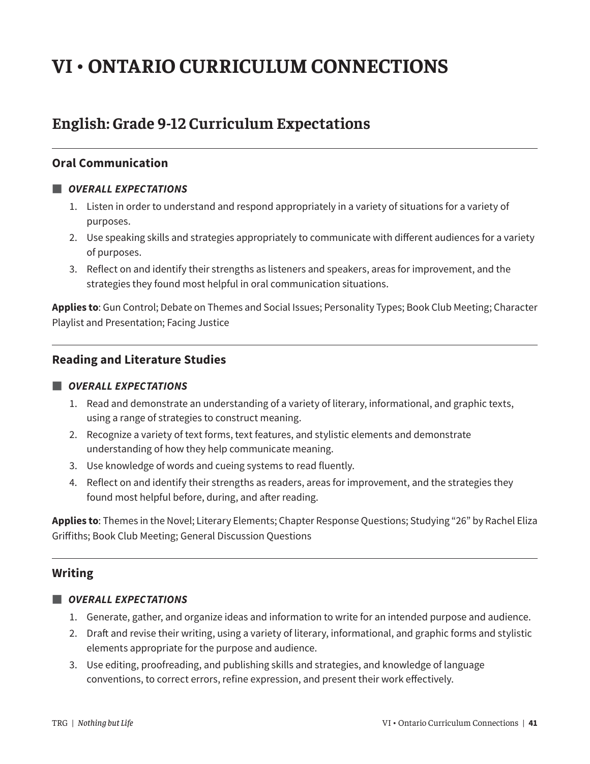# VI • ONTARIO CURRICULUM CONNECTIONS

## English: Grade 9-12 Curriculum Expectations

### Oral Communication

#### *OVERALL EXPECTATIONS*

1. Listen in order to understand and respond appropriately in a variety of situations for a variety of purposes.
2. Use speaking skills and strategies appropriately to communicate with different audiences for a variety of purposes.
3. Reflect on and identify their strengths as listeners and speakers, areas for improvement, and the strategies they found most helpful in oral communication situations.

**Applies to**: Gun Control; Debate on Themes and Social Issues; Personality Types; Book Club Meeting; Character Playlist and Presentation; Facing Justice

### Reading and Literature Studies

#### *OVERALL EXPECTATIONS*

1. Read and demonstrate an understanding of a variety of literary, informational, and graphic texts, using a range of strategies to construct meaning.
2. Recognize a variety of text forms, text features, and stylistic elements and demonstrate understanding of how they help communicate meaning.
3. Use knowledge of words and cueing systems to read fluently.
4. Reflect on and identify their strengths as readers, areas for improvement, and the strategies they found most helpful before, during, and after reading.

**Applies to**: Themes in the Novel; Literary Elements; Chapter Response Questions; Studying "26" by Rachel Eliza Griffiths; Book Club Meeting; General Discussion Questions

### Writing

#### *OVERALL EXPECTATIONS*

1. Generate, gather, and organize ideas and information to write for an intended purpose and audience.
2. Draft and revise their writing, using a variety of literary, informational, and graphic forms and stylistic elements appropriate for the purpose and audience.
3. Use editing, proofreading, and publishing skills and strategies, and knowledge of language conventions, to correct errors, refine expression, and present their work effectively.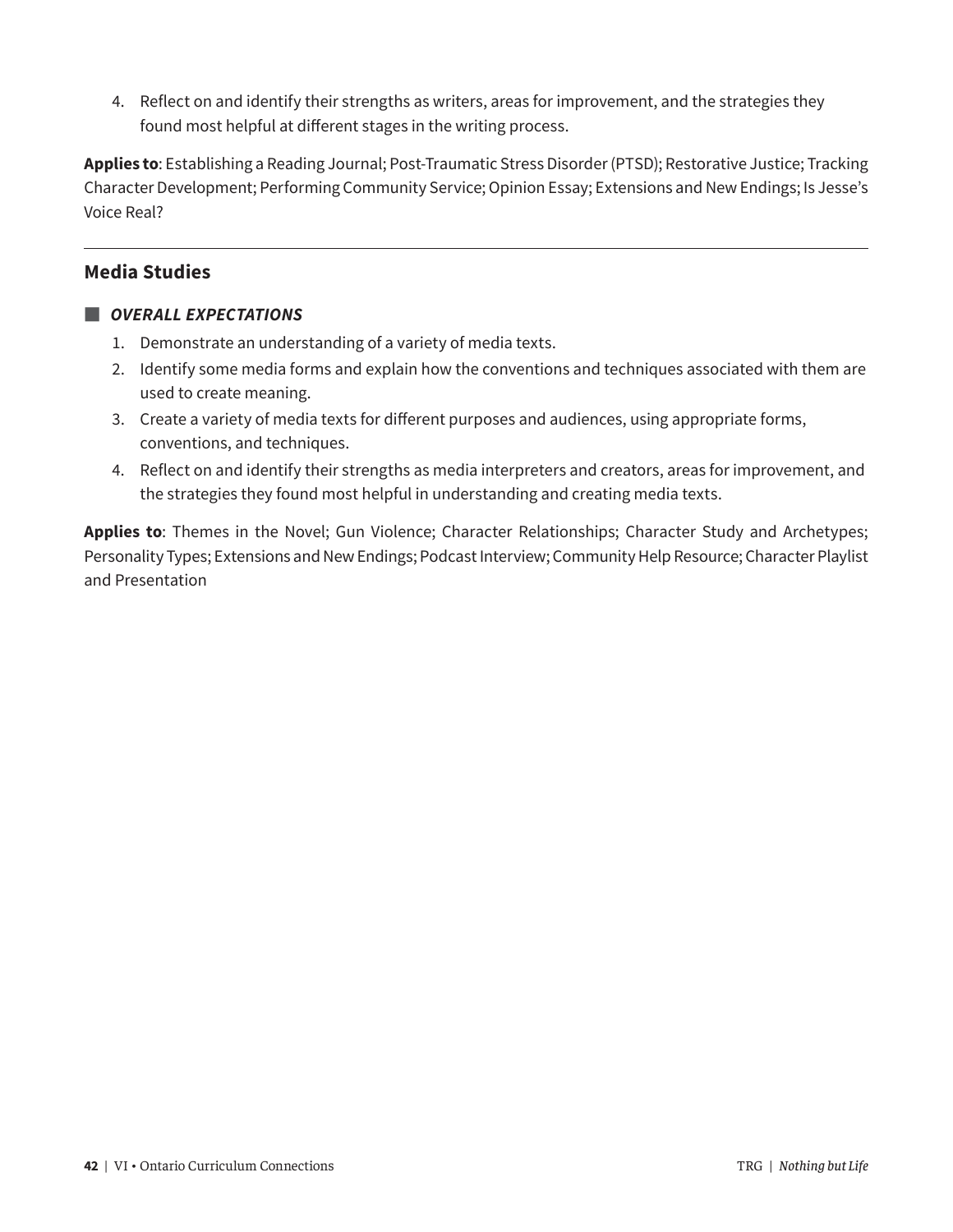4. Reflect on and identify their strengths as writers, areas for improvement, and the strategies they found most helpful at different stages in the writing process.

**Applies to**: Establishing a Reading Journal; Post-Traumatic Stress Disorder (PTSD); Restorative Justice; Tracking Character Development; Performing Community Service; Opinion Essay; Extensions and New Endings; Is Jesse's Voice Real?

---

## Media Studies

### *OVERALL EXPECTATIONS*

1. Demonstrate an understanding of a variety of media texts.
2. Identify some media forms and explain how the conventions and techniques associated with them are used to create meaning.
3. Create a variety of media texts for different purposes and audiences, using appropriate forms, conventions, and techniques.
4. Reflect on and identify their strengths as media interpreters and creators, areas for improvement, and the strategies they found most helpful in understanding and creating media texts.

**Applies to**: Themes in the Novel; Gun Violence; Character Relationships; Character Study and Archetypes; Personality Types; Extensions and New Endings; Podcast Interview; Community Help Resource; Character Playlist and Presentation